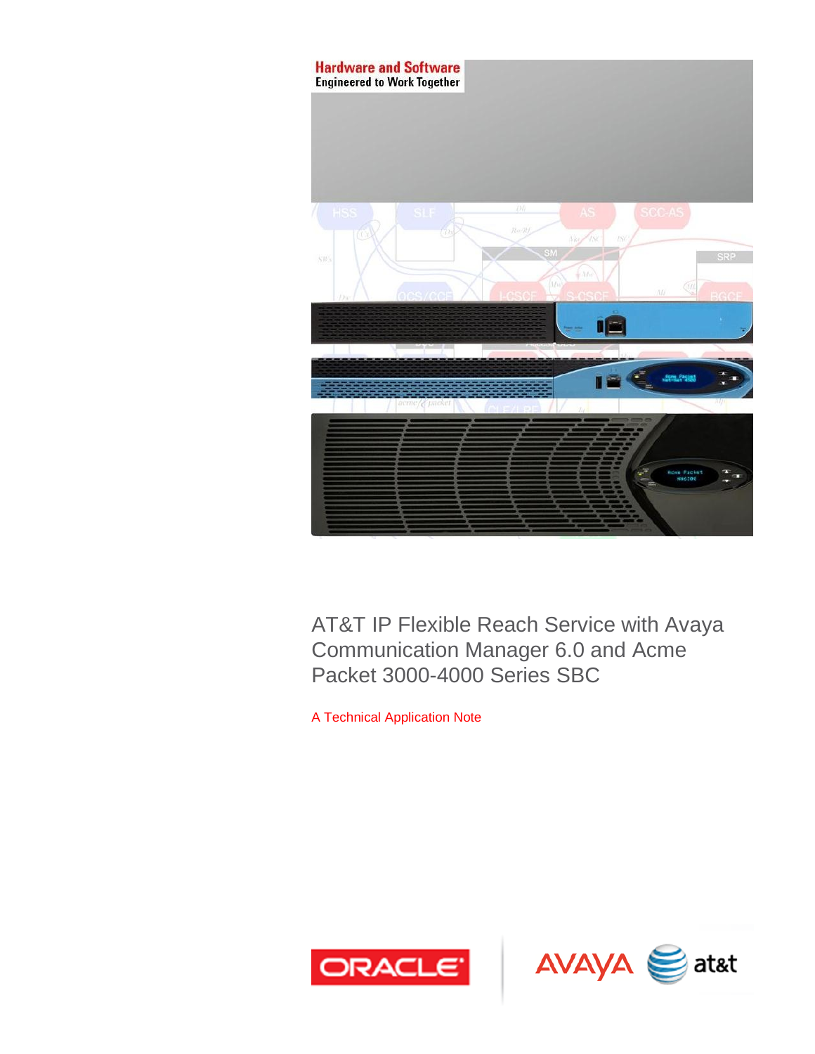# AT&T IP Flexible Reach Service with Avaya Communication Manager 6.0 and Acme Packet 3000-4000 Series SBC

A Technical Application Note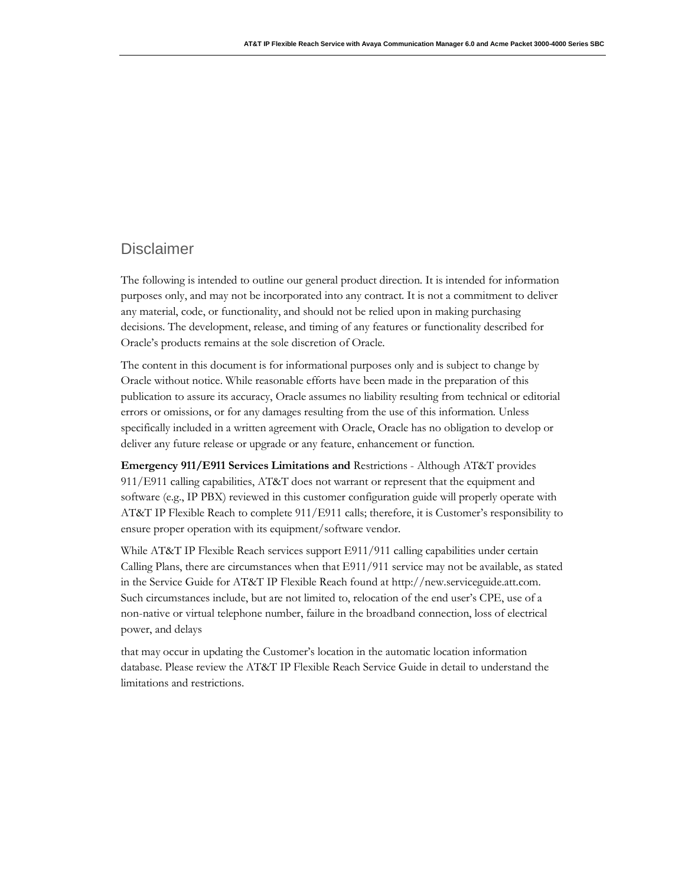## Disclaimer

The following is intended to outline our general product direction. It is intended for information purposes only, and may not be incorporated into any contract. It is not a commitment to deliver any material, code, or functionality, and should not be relied upon in making purchasing decisions. The development, release, and timing of any features or functionality described for Oracle's products remains at the sole discretion of Oracle.

The content in this document is for informational purposes only and is subject to change by Oracle without notice. While reasonable efforts have been made in the preparation of this publication to assure its accuracy, Oracle assumes no liability resulting from technical or editorial errors or omissions, or for any damages resulting from the use of this information. Unless specifically included in a written agreement with Oracle, Oracle has no obligation to develop or deliver any future release or upgrade or any feature, enhancement or function.

**Emergency 911/E911 Services Limitations and** Restrictions - Although AT&T provides 911/E911 calling capabilities, AT&T does not warrant or represent that the equipment and software (e.g., IP PBX) reviewed in this customer configuration guide will properly operate with AT&T IP Flexible Reach to complete 911/E911 calls; therefore, it is Customer's responsibility to ensure proper operation with its equipment/software vendor.

While AT&T IP Flexible Reach services support E911/911 calling capabilities under certain Calling Plans, there are circumstances when that E911/911 service may not be available, as stated in the Service Guide for AT&T IP Flexible Reach found at http://new.serviceguide.att.com. Such circumstances include, but are not limited to, relocation of the end user's CPE, use of a non-native or virtual telephone number, failure in the broadband connection, loss of electrical power, and delays

that may occur in updating the Customer's location in the automatic location information database. Please review the AT&T IP Flexible Reach Service Guide in detail to understand the limitations and restrictions.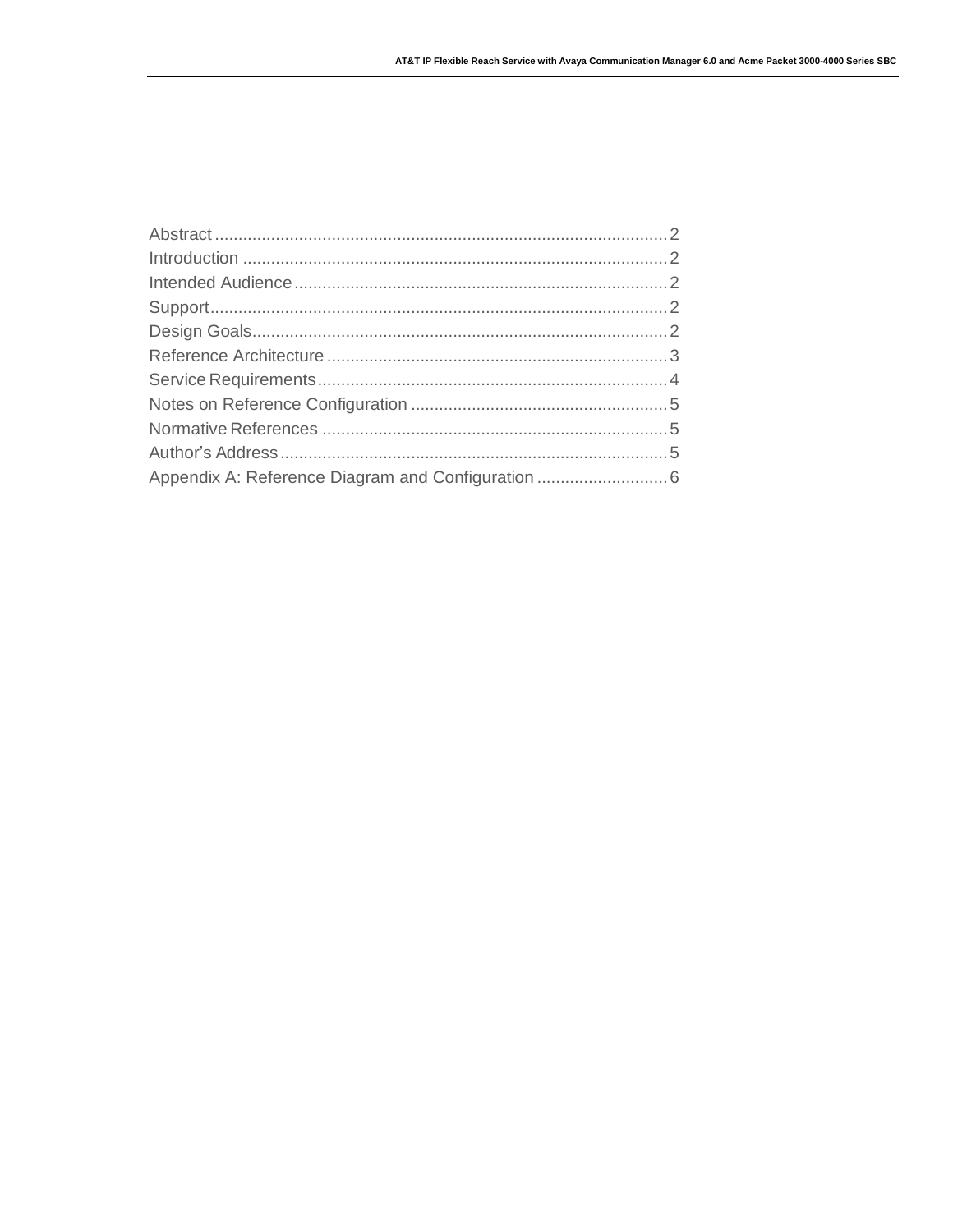Abstract ........................................................................................ 2
Introduction ................................................................................... 2
Intended Audience ......................................................................... 2
Support.......................................................................................... 2
Design Goals.................................................................................. 2
Reference Architecture ................................................................... 3
Service Requirements..................................................................... 4
Notes on Reference Configuration ................................................. 5
Normative References .................................................................... 5
Author's Address............................................................................ 5
Appendix A: Reference Diagram and Configuration ........................ 6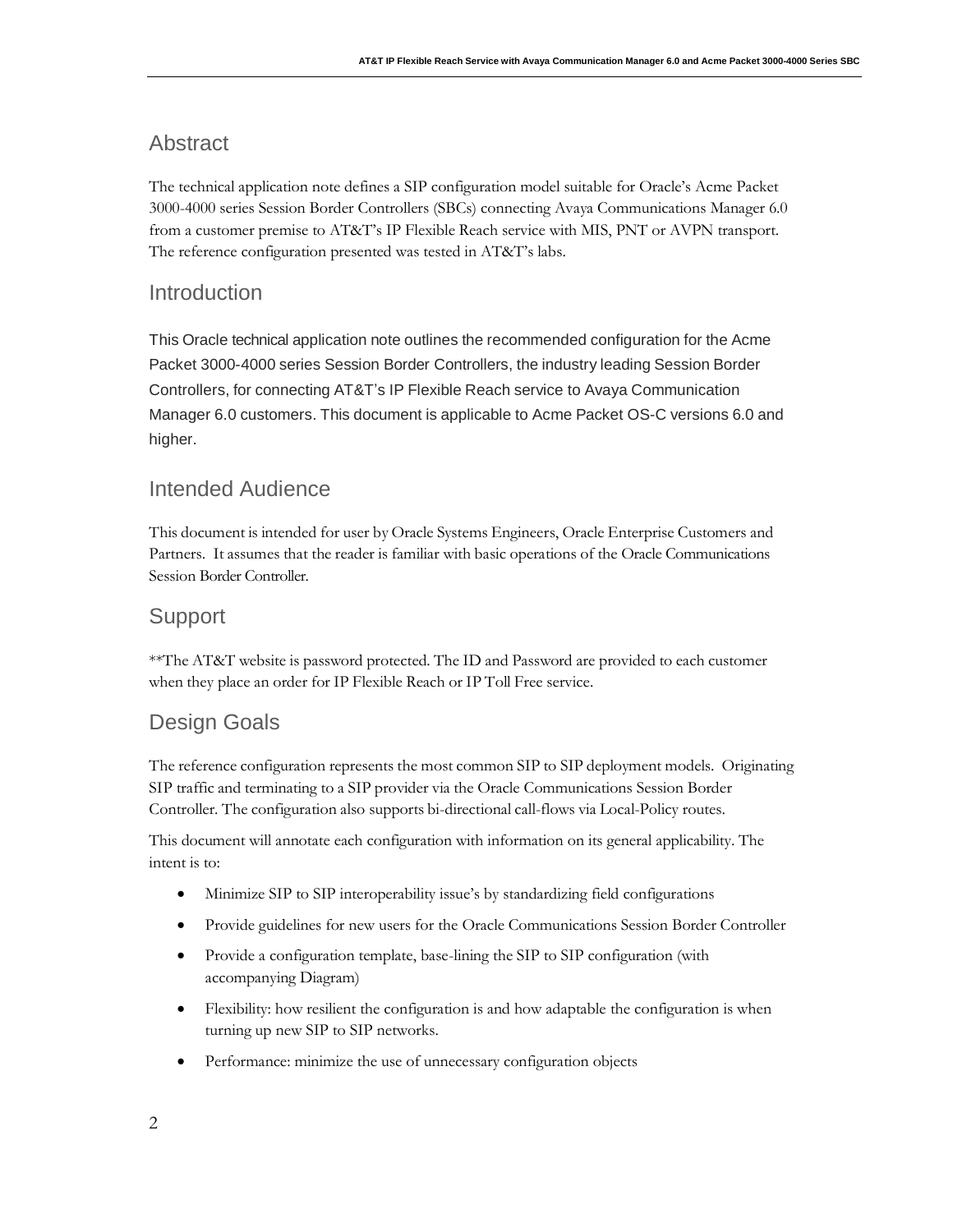## Abstract

The technical application note defines a SIP configuration model suitable for Oracle's Acme Packet 3000-4000 series Session Border Controllers (SBCs) connecting Avaya Communications Manager 6.0 from a customer premise to AT&T's IP Flexible Reach service with MIS, PNT or AVPN transport. The reference configuration presented was tested in AT&T's labs.

## Introduction

This Oracle technical application note outlines the recommended configuration for the Acme Packet 3000-4000 series Session Border Controllers, the industry leading Session Border Controllers, for connecting AT&T's IP Flexible Reach service to Avaya Communication Manager 6.0 customers. This document is applicable to Acme Packet OS-C versions 6.0 and higher.

## Intended Audience

This document is intended for user by Oracle Systems Engineers, Oracle Enterprise Customers and Partners. It assumes that the reader is familiar with basic operations of the Oracle Communications Session Border Controller.

## Support

**The AT&T website is password protected. The ID and Password are provided to each customer when they place an order for IP Flexible Reach or IP Toll Free service.

## Design Goals

The reference configuration represents the most common SIP to SIP deployment models. Originating SIP traffic and terminating to a SIP provider via the Oracle Communications Session Border Controller. The configuration also supports bi-directional call-flows via Local-Policy routes.

This document will annotate each configuration with information on its general applicability. The intent is to:

- Minimize SIP to SIP interoperability issue's by standardizing field configurations
- Provide guidelines for new users for the Oracle Communications Session Border Controller
- Provide a configuration template, base-lining the SIP to SIP configuration (with accompanying Diagram)
- Flexibility: how resilient the configuration is and how adaptable the configuration is when turning up new SIP to SIP networks.
- Performance: minimize the use of unnecessary configuration objects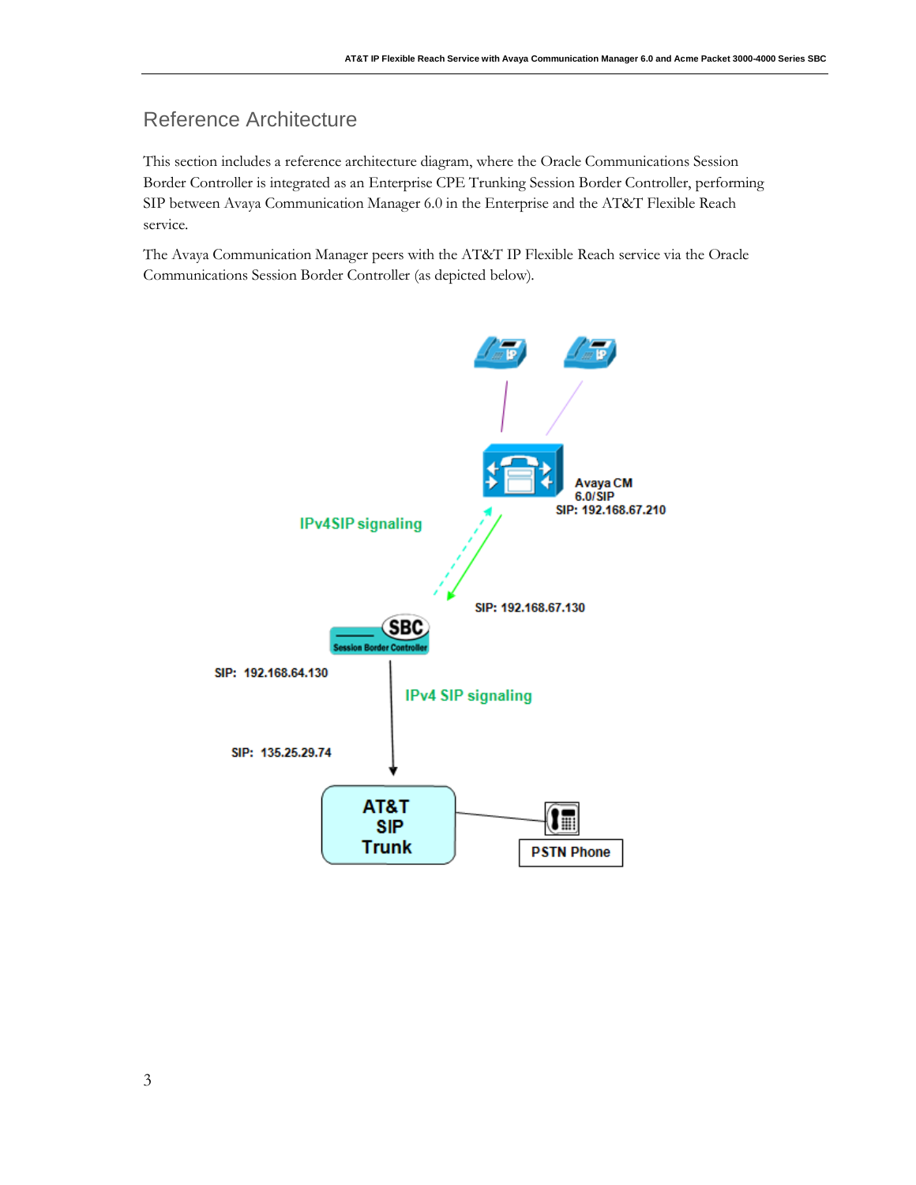## Reference Architecture

This section includes a reference architecture diagram, where the Oracle Communications Session Border Controller is integrated as an Enterprise CPE Trunking Session Border Controller, performing SIP between Avaya Communication Manager 6.0 in the Enterprise and the AT&T Flexible Reach service.

The Avaya Communication Manager peers with the AT&T IP Flexible Reach service via the Oracle Communications Session Border Controller (as depicted below).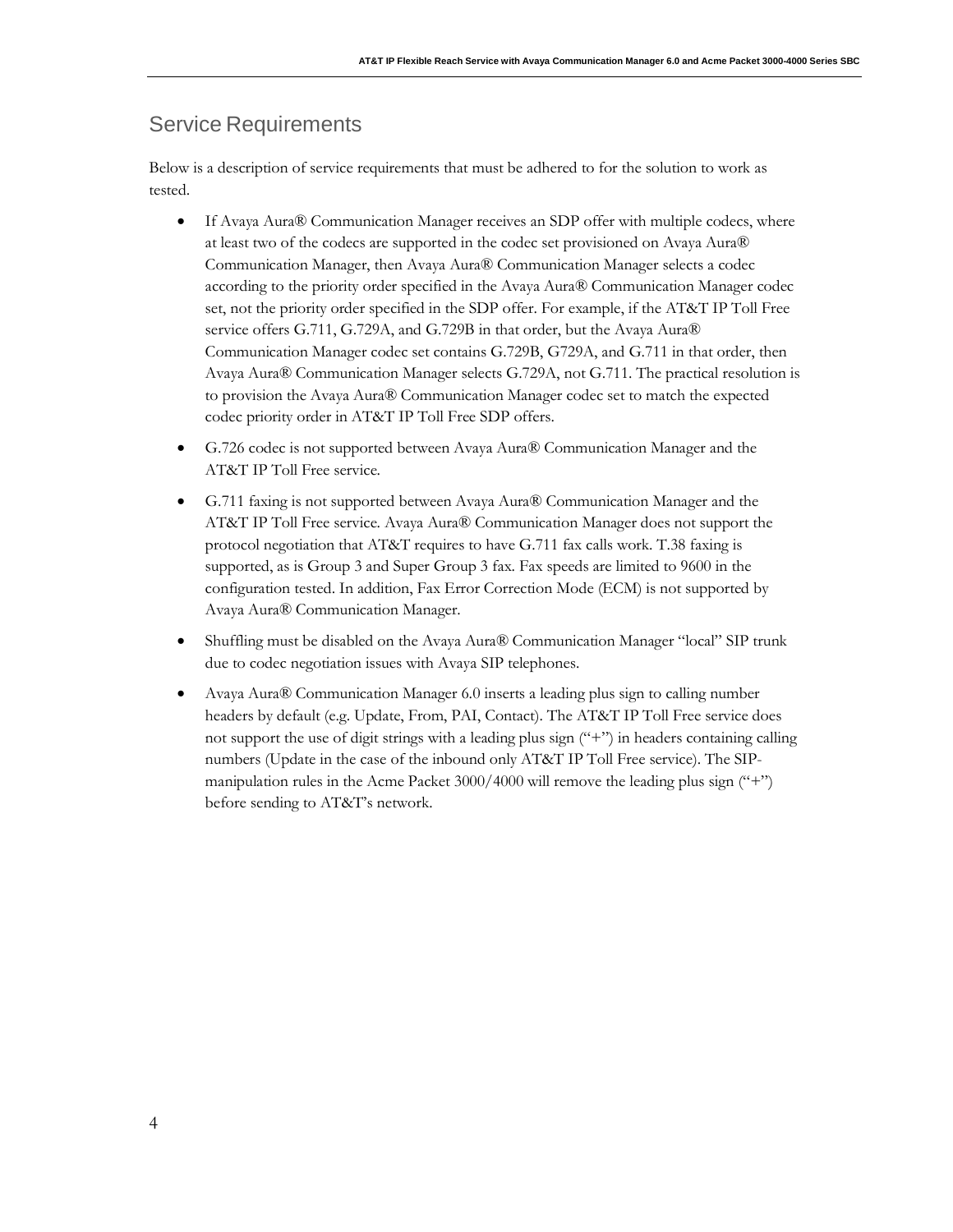## Service Requirements

Below is a description of service requirements that must be adhered to for the solution to work as tested.

- If Avaya Aura® Communication Manager receives an SDP offer with multiple codecs, where at least two of the codecs are supported in the codec set provisioned on Avaya Aura® Communication Manager, then Avaya Aura® Communication Manager selects a codec according to the priority order specified in the Avaya Aura® Communication Manager codec set, not the priority order specified in the SDP offer. For example, if the AT&T IP Toll Free service offers G.711, G.729A, and G.729B in that order, but the Avaya Aura® Communication Manager codec set contains G.729B, G729A, and G.711 in that order, then Avaya Aura® Communication Manager selects G.729A, not G.711. The practical resolution is to provision the Avaya Aura® Communication Manager codec set to match the expected codec priority order in AT&T IP Toll Free SDP offers.
- G.726 codec is not supported between Avaya Aura® Communication Manager and the AT&T IP Toll Free service.
- G.711 faxing is not supported between Avaya Aura® Communication Manager and the AT&T IP Toll Free service. Avaya Aura® Communication Manager does not support the protocol negotiation that AT&T requires to have G.711 fax calls work. T.38 faxing is supported, as is Group 3 and Super Group 3 fax. Fax speeds are limited to 9600 in the configuration tested. In addition, Fax Error Correction Mode (ECM) is not supported by Avaya Aura® Communication Manager.
- Shuffling must be disabled on the Avaya Aura® Communication Manager "local" SIP trunk due to codec negotiation issues with Avaya SIP telephones.
- Avaya Aura® Communication Manager 6.0 inserts a leading plus sign to calling number headers by default (e.g. Update, From, PAI, Contact). The AT&T IP Toll Free service does not support the use of digit strings with a leading plus sign ("+") in headers containing calling numbers (Update in the case of the inbound only AT&T IP Toll Free service). The SIP-manipulation rules in the Acme Packet 3000/4000 will remove the leading plus sign ("+") before sending to AT&T's network.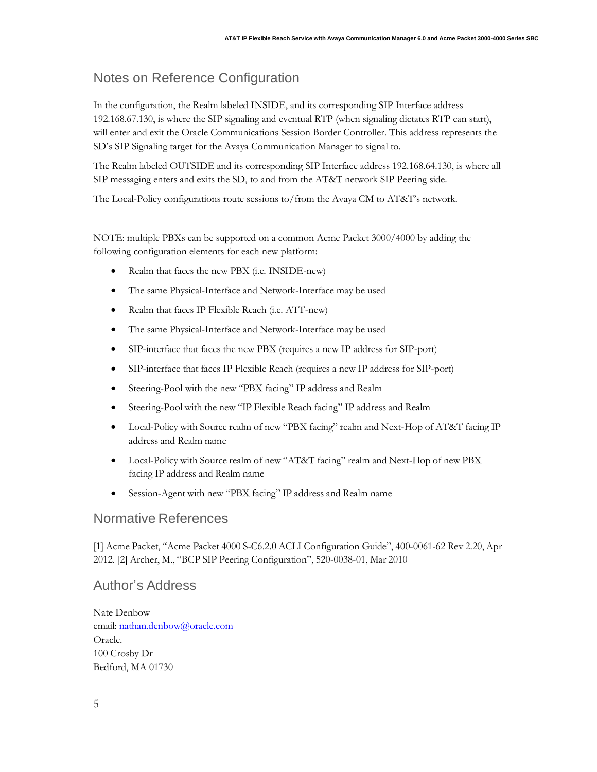## Notes on Reference Configuration

In the configuration, the Realm labeled INSIDE, and its corresponding SIP Interface address 192.168.67.130, is where the SIP signaling and eventual RTP (when signaling dictates RTP can start), will enter and exit the Oracle Communications Session Border Controller. This address represents the SD's SIP Signaling target for the Avaya Communication Manager to signal to.

The Realm labeled OUTSIDE and its corresponding SIP Interface address 192.168.64.130, is where all SIP messaging enters and exits the SD, to and from the AT&T network SIP Peering side.

The Local-Policy configurations route sessions to/from the Avaya CM to AT&T's network.

NOTE: multiple PBXs can be supported on a common Acme Packet 3000/4000 by adding the following configuration elements for each new platform:

- Realm that faces the new PBX (i.e. INSIDE-new)
- The same Physical-Interface and Network-Interface may be used
- Realm that faces IP Flexible Reach (i.e. ATT-new)
- The same Physical-Interface and Network-Interface may be used
- SIP-interface that faces the new PBX (requires a new IP address for SIP-port)
- SIP-interface that faces IP Flexible Reach (requires a new IP address for SIP-port)
- Steering-Pool with the new "PBX facing" IP address and Realm
- Steering-Pool with the new "IP Flexible Reach facing" IP address and Realm
- Local-Policy with Source realm of new "PBX facing" realm and Next-Hop of AT&T facing IP address and Realm name
- Local-Policy with Source realm of new "AT&T facing" realm and Next-Hop of new PBX facing IP address and Realm name
- Session-Agent with new "PBX facing" IP address and Realm name

## Normative References

[1] Acme Packet, "Acme Packet 4000 S-C6.2.0 ACLI Configuration Guide", 400-0061-62 Rev 2.20, Apr 2012. [2] Archer, M., "BCP SIP Peering Configuration", 520-0038-01, Mar 2010

## Author's Address

Nate Denbow
email: nathan.denbow@oracle.com
Oracle.
100 Crosby Dr
Bedford, MA 01730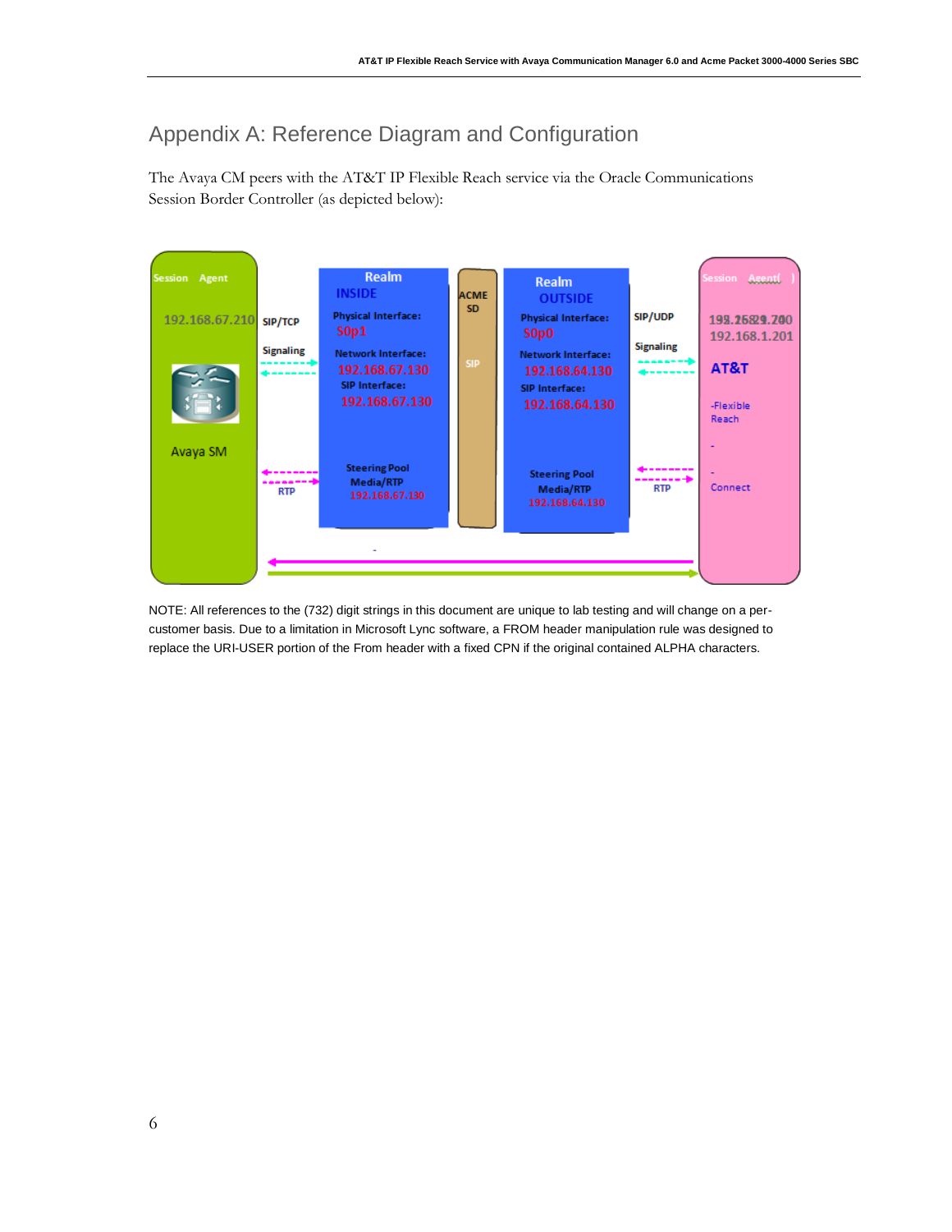## Appendix A: Reference Diagram and Configuration

The Avaya CM peers with the AT&T IP Flexible Reach service via the Oracle Communications Session Border Controller (as depicted below):

NOTE: All references to the (732) digit strings in this document are unique to lab testing and will change on a per-customer basis. Due to a limitation in Microsoft Lync software, a FROM header manipulation rule was designed to replace the URI-USER portion of the From header with a fixed CPN if the original contained ALPHA characters.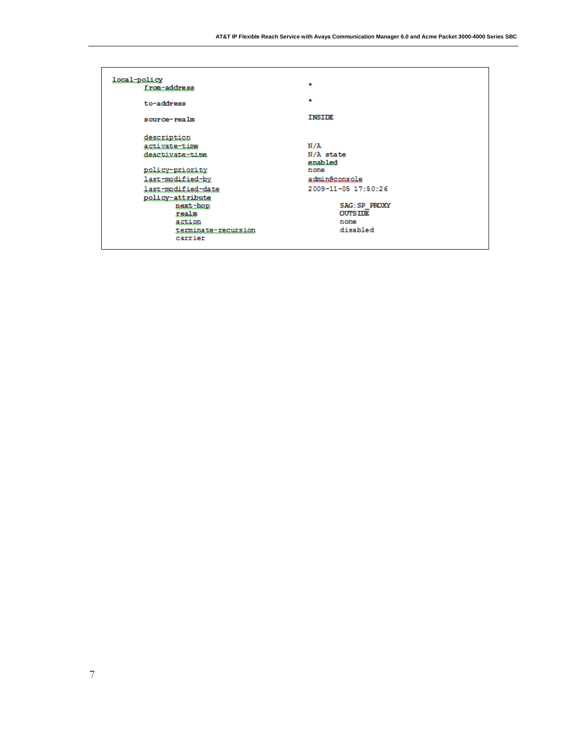```
local-policy
        from-address                    *

        to-address                      *

        source-realm                    INSIDE

        description
        activate-time                   N/A
        deactivate-time                 N/A state
                                        enabled
        policy-priority                 none
        last-modified-by                admin@console
        last-modified-date              2009-11-05 17:50:26
        policy-attribute
                next-hop                        SAG:SP_PROXY
                realm                           OUTSIDE
                action                          none
                terminate-recursion             disabled
                carrier
```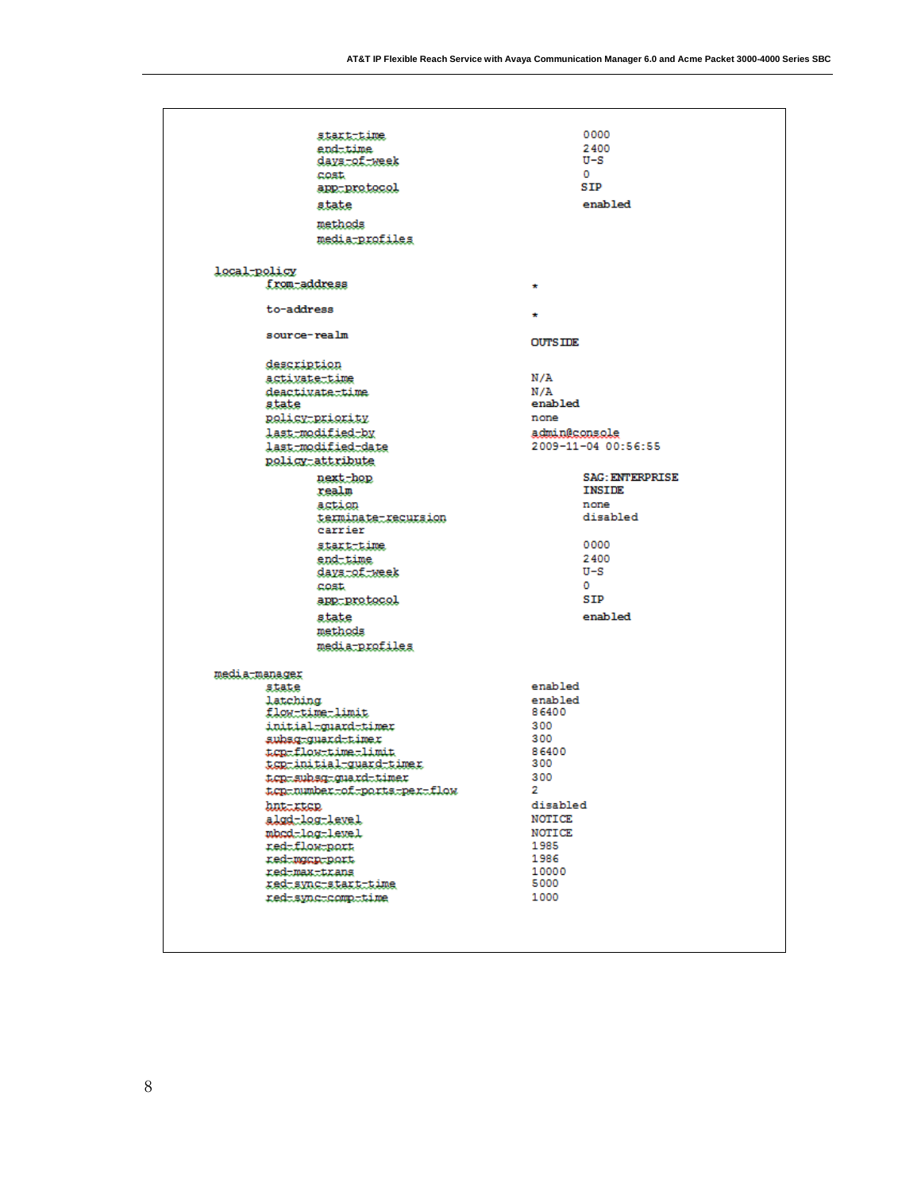```
            start-time                          0000
            end-time                            2400
            days-of-week                        U-S
            cost                                0
            app-protocol                        SIP
            state                               enabled
            methods
            media-profiles

local-policy
        from-address                    *
        to-address                      *
        source-realm                    OUTSIDE
        description
        activate-time                   N/A
        deactivate-time                 N/A
        state                           enabled
        policy-priority                 none
        last-modified-by                admin@console
        last-modified-date              2009-11-04 00:56:55
        policy-attribute
            next-hop                            SAG:ENTERPRISE
            realm                               INSIDE
            action                              none
            terminate-recursion                 disabled
            carrier
            start-time                          0000
            end-time                            2400
            days-of-week                        U-S
            cost                                0
            app-protocol                        SIP
            state                               enabled
            methods
            media-profiles

media-manager
        state                           enabled
        latching                        enabled
        flow-time-limit                 86400
        initial-guard-timer             300
        subsq-guard-timer               300
        tcp-flow-time-limit             86400
        tcp-initial-guard-timer         300
        tcp-subsq-guard-timer           300
        tcp-number-of-ports-per-flow    2
        hnt-rtcp                        disabled
        algd-log-level                  NOTICE
        mbcd-log-level                  NOTICE
        red-flow-port                   1985
        red-mgcp-port                   1986
        red-max-trans                   10000
        red-sync-start-time             5000
        red-sync-comp-time              1000
```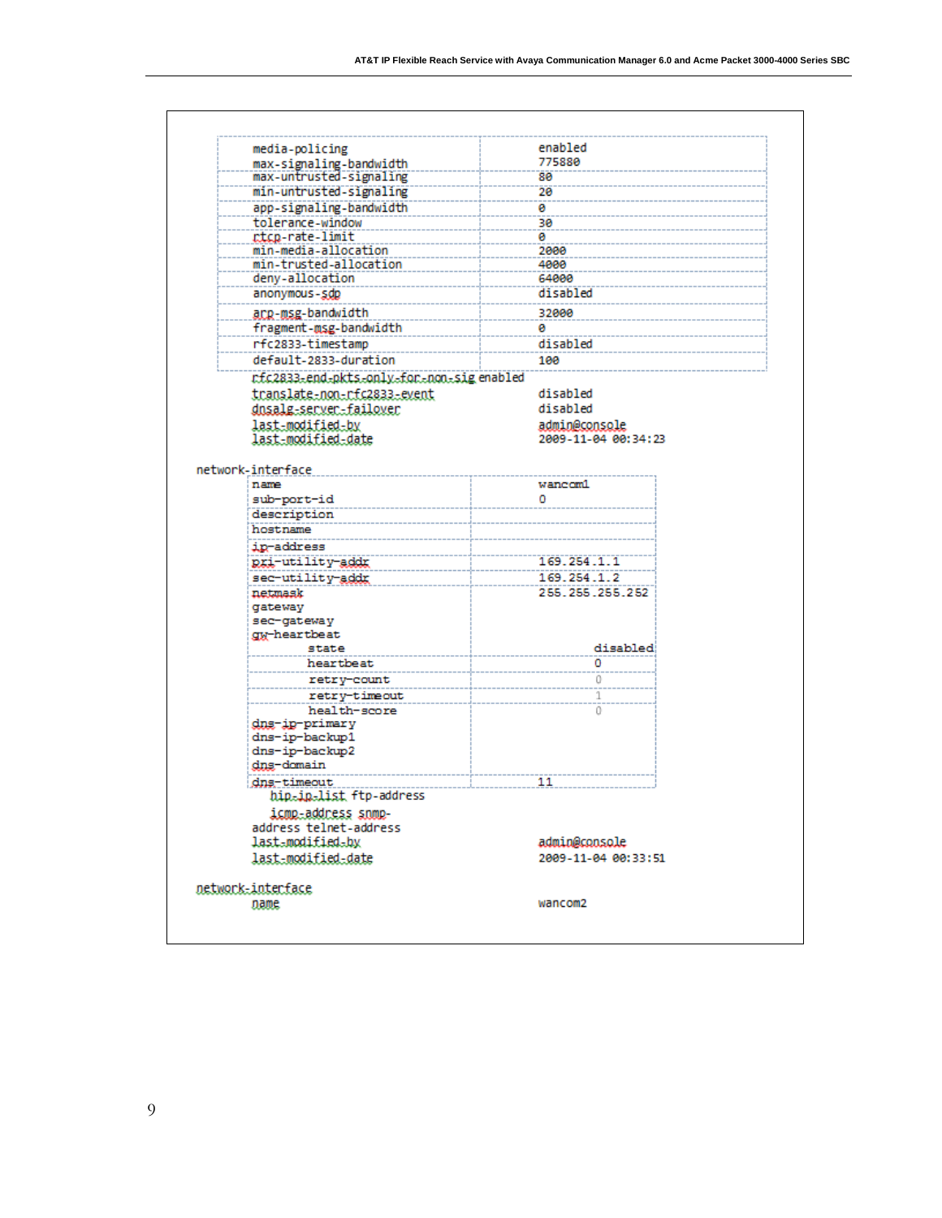```
media-policing                      enabled
max-signaling-bandwidth             775880
max-untrusted-signaling             80
min-untrusted-signaling             20
app-signaling-bandwidth             0
tolerance-window                    30
rtcp-rate-limit                     0
min-media-allocation                2000
min-trusted-allocation              4000
deny-allocation                     64000
anonymous-sdp                       disabled
arp-msg-bandwidth                   32000
fragment-msg-bandwidth              0
rfc2833-timestamp                   disabled
default-2833-duration               100
rfc2833-end-pkts-only-for-non-sig enabled
translate-non-rfc2833-event         disabled
dnsalg-server-failover              disabled
last-modified-by                    admin@console
last-modified-date                  2009-11-04 00:34:23

network-interface
    name                            wancom1
    sub-port-id                     0
    description
    hostname
    ip-address
    pri-utility-addr                169.254.1.1
    sec-utility-addr                169.254.1.2
    netmask                         255.255.255.252
    gateway
    sec-gateway
    gw-heartbeat
        state                       disabled
        heartbeat                   0
        retry-count                 0
        retry-timeout               1
        health-score                0
    dns-ip-primary
    dns-ip-backup1
    dns-ip-backup2
    dns-domain
    dns-timeout                     11
      hip-ip-list ftp-address
      icmp-address snmp-
    address telnet-address
    last-modified-by                admin@console
    last-modified-date              2009-11-04 00:33:51

network-interface
    name                            wancom2
```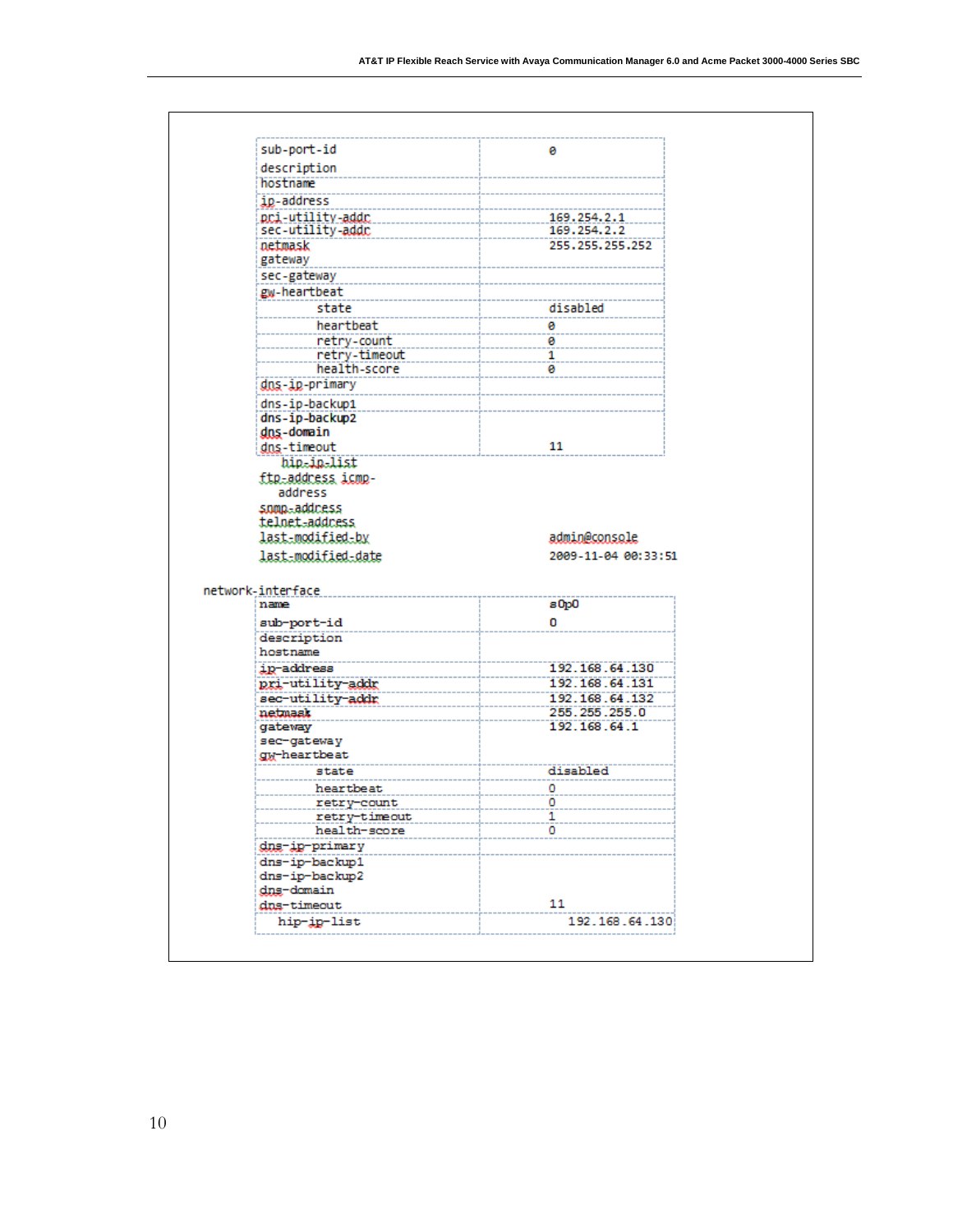| | |
|---|---|
| sub-port-id | 0 |
| description | |
| hostname | |
| ip-address | |
| pri-utility-addr | 169.254.2.1 |
| sec-utility-addr | 169.254.2.2 |
| netmask | 255.255.255.252 |
| gateway | |
| sec-gateway | |
| gw-heartbeat | |
| state | disabled |
| heartbeat | 0 |
| retry-count | 0 |
| retry-timeout | 1 |
| health-score | 0 |
| dns-ip-primary | |
| dns-ip-backup1 | |
| dns-ip-backup2 | |
| dns-domain | |
| dns-timeout | 11 |
| hip-ip-list | |
| ftp-address icmp-address | |
| snmp-address | |
| telnet-address | |
| last-modified-by | admin@console |
| last-modified-date | 2009-11-04 00:33:51 |

network-interface

| | |
|---|---|
| name | s0p0 |
| sub-port-id | 0 |
| description | |
| hostname | |
| ip-address | 192.168.64.130 |
| pri-utility-addr | 192.168.64.131 |
| sec-utility-addr | 192.168.64.132 |
| netmask | 255.255.255.0 |
| gateway | 192.168.64.1 |
| sec-gateway | |
| gw-heartbeat | |
| state | disabled |
| heartbeat | 0 |
| retry-count | 0 |
| retry-timeout | 1 |
| health-score | 0 |
| dns-ip-primary | |
| dns-ip-backup1 | |
| dns-ip-backup2 | |
| dns-domain | |
| dns-timeout | 11 |
| hip-ip-list | 192.168.64.130 |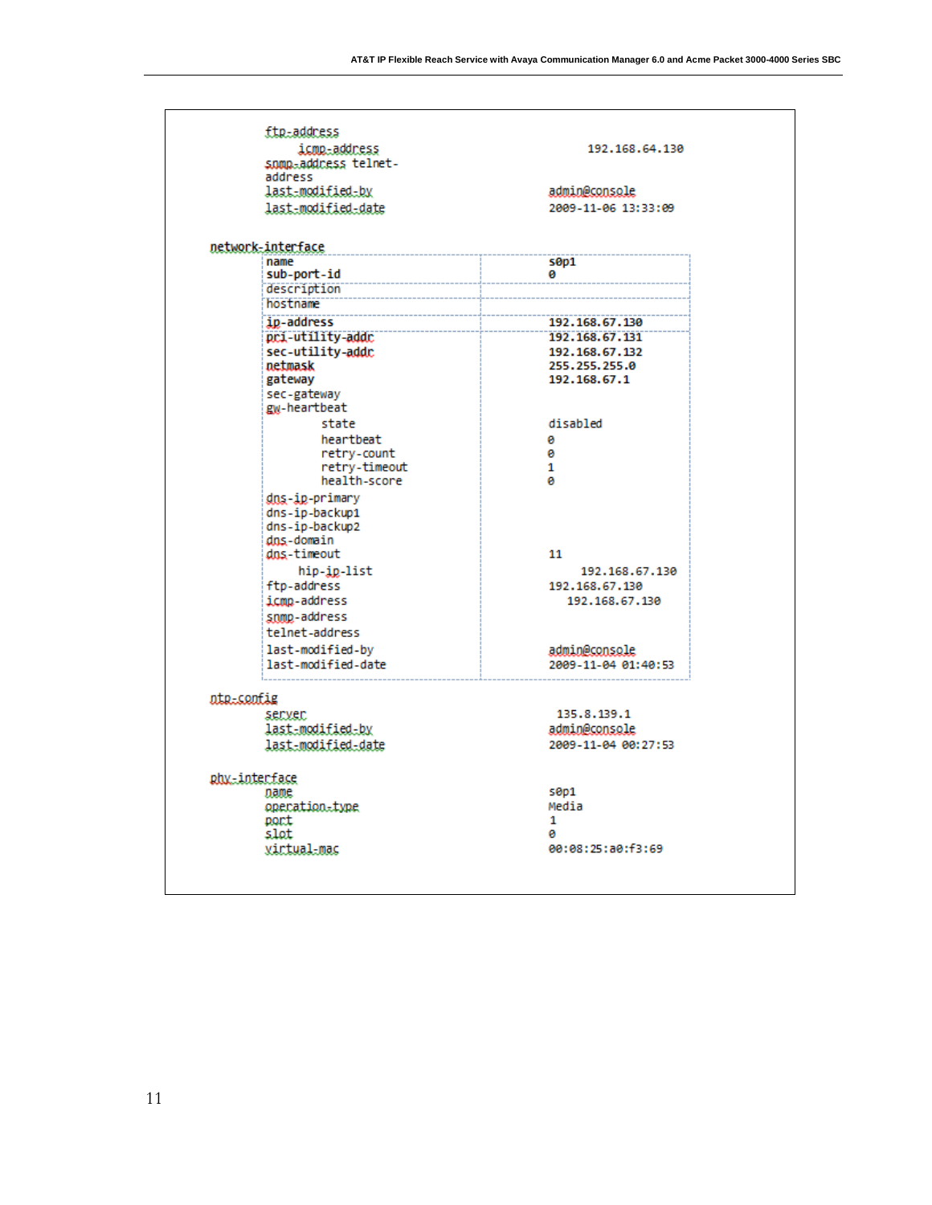```
        ftp-address
            icmp-address                          192.168.64.130
        snmp-address telnet-
        address
        last-modified-by                       admin@console
        last-modified-date                     2009-11-06 13:33:09

network-interface
        name                                   s0p1
        sub-port-id                            0
        description
        hostname
        ip-address                             192.168.67.130
        pri-utility-addr                       192.168.67.131
        sec-utility-addr                       192.168.67.132
        netmask                                255.255.255.0
        gateway                                192.168.67.1
        sec-gateway
        gw-heartbeat
                state                          disabled
                heartbeat                      0
                retry-count                    0
                retry-timeout                  1
                health-score                   0
        dns-ip-primary
        dns-ip-backup1
        dns-ip-backup2
        dns-domain
        dns-timeout                            11
            hip-ip-list                            192.168.67.130
        ftp-address                            192.168.67.130
        icmp-address                              192.168.67.130
        snmp-address
        telnet-address
        last-modified-by                       admin@console
        last-modified-date                     2009-11-04 01:40:53

ntp-config
        server                                  135.8.139.1
        last-modified-by                       admin@console
        last-modified-date                     2009-11-04 00:27:53

phy-interface
        name                                   s0p1
        operation-type                         Media
        port                                   1
        slot                                   0
        virtual-mac                            00:08:25:a0:f3:69
```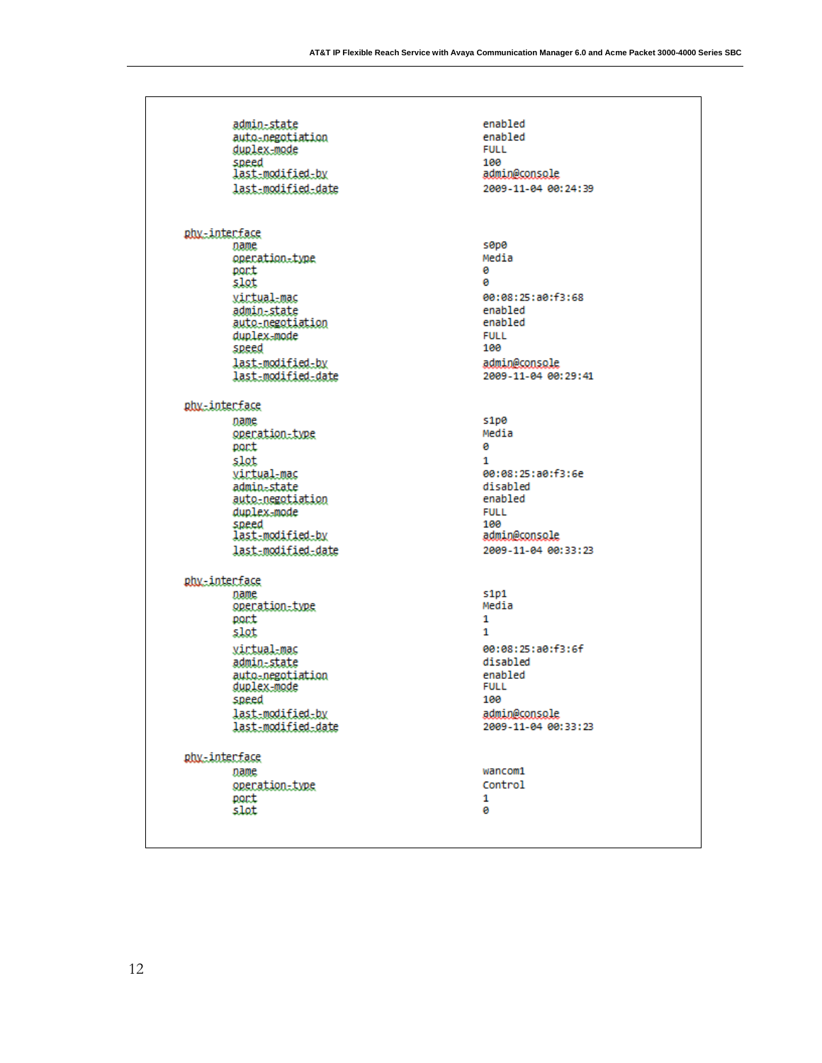```
        admin-state                          enabled
        auto-negotiation                     enabled
        duplex-mode                          FULL
        speed                                100
        last-modified-by                     admin@console
        last-modified-date                   2009-11-04 00:24:39


phy-interface
        name                                 s0p0
        operation-type                       Media
        port                                 0
        slot                                 0
        virtual-mac                          00:08:25:a0:f3:68
        admin-state                          enabled
        auto-negotiation                     enabled
        duplex-mode                          FULL
        speed                                100
        last-modified-by                     admin@console
        last-modified-date                   2009-11-04 00:29:41

phy-interface
        name                                 s1p0
        operation-type                       Media
        port                                 0
        slot                                 1
        virtual-mac                          00:08:25:a0:f3:6e
        admin-state                          disabled
        auto-negotiation                     enabled
        duplex-mode                          FULL
        speed                                100
        last-modified-by                     admin@console
        last-modified-date                   2009-11-04 00:33:23

phy-interface
        name                                 s1p1
        operation-type                       Media
        port                                 1
        slot                                 1
        virtual-mac                          00:08:25:a0:f3:6f
        admin-state                          disabled
        auto-negotiation                     enabled
        duplex-mode                          FULL
        speed                                100
        last-modified-by                     admin@console
        last-modified-date                   2009-11-04 00:33:23

phy-interface
        name                                 wancom1
        operation-type                       Control
        port                                 1
        slot                                 0
```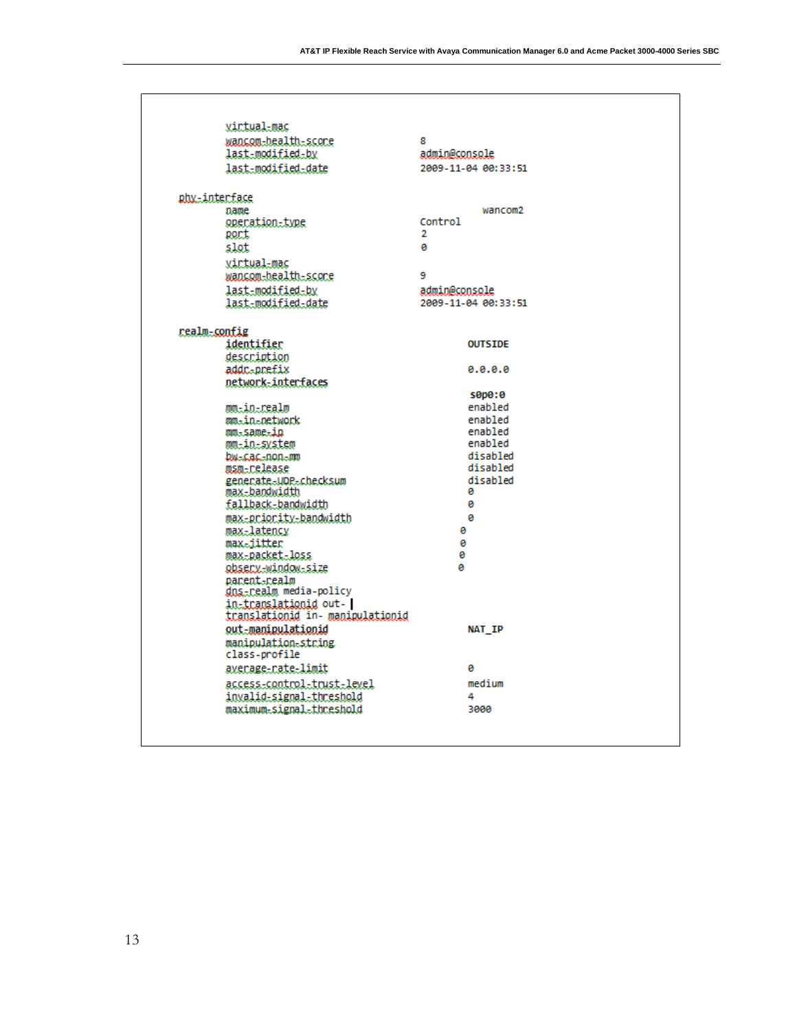```
        virtual-mac
        wancom-health-score              8
        last-modified-by                 admin@console
        last-modified-date               2009-11-04 00:33:51

phy-interface
        name                                    wancom2
        operation-type                   Control
        port                             2
        slot                             0
        virtual-mac
        wancom-health-score              9
        last-modified-by                 admin@console
        last-modified-date               2009-11-04 00:33:51

realm-config
        identifier                             OUTSIDE
        description
        addr-prefix                            0.0.0.0
        network-interfaces
                                                s0p0:0
        mm-in-realm                            enabled
        mm-in-network                          enabled
        mm-same-ip                             enabled
        mm-in-system                           enabled
        bw-cac-non-mm                          disabled
        msm-release                            disabled
        generate-UDP-checksum                  disabled
        max-bandwidth                          0
        fallback-bandwidth                     0
        max-priority-bandwidth                 0
        max-latency                           0
        max-jitter                            0
        max-packet-loss                       0
        observ-window-size                    0
        parent-realm
        dns-realm media-policy
        in-translationid out- |
        translationid in- manipulationid
        out-manipulationid                     NAT_IP
        manipulation-string
        class-profile
        average-rate-limit                     0
        access-control-trust-level             medium
        invalid-signal-threshold               4
        maximum-signal-threshold               3000
```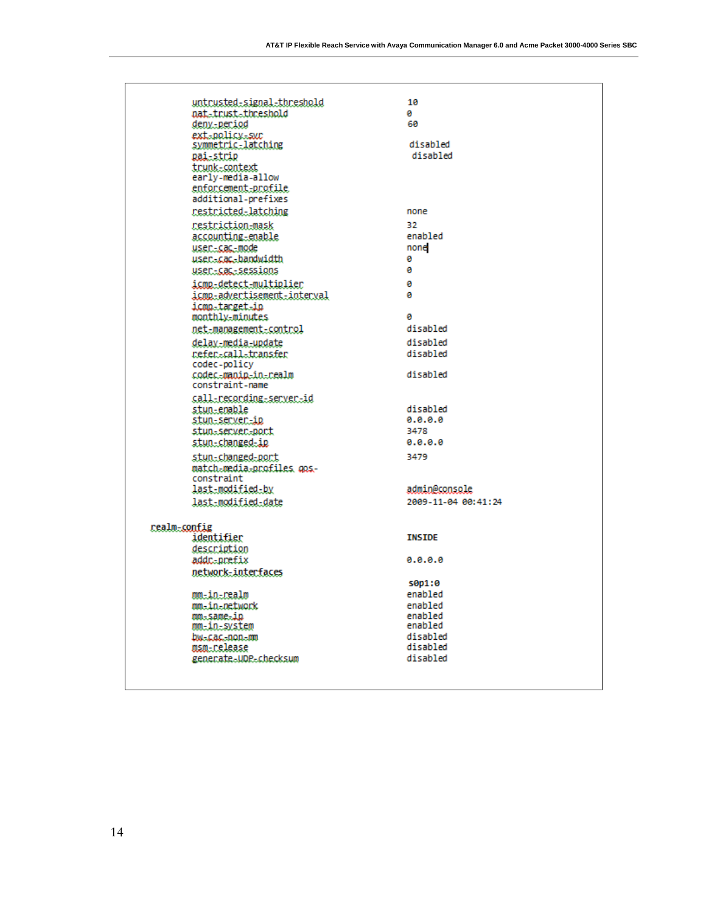```
        untrusted-signal-threshold              10
        nat-trust-threshold                     0
        deny-period                             60
        ext-policy-svr
        symmetric-latching                       disabled
        pai-strip                                disabled
        trunk-context
        early-media-allow
        enforcement-profile
        additional-prefixes
        restricted-latching                     none
        restriction-mask                        32
        accounting-enable                       enabled
        user-cac-mode                           none
        user-cac-bandwidth                      0
        user-cac-sessions                       0
        icmp-detect-multiplier                  0
        icmp-advertisement-interval             0
        icmp-target-ip
        monthly-minutes                         0
        net-management-control                  disabled
        delay-media-update                      disabled
        refer-call-transfer                     disabled
        codec-policy
        codec-manip-in-realm                    disabled
        constraint-name
        call-recording-server-id
        stun-enable                             disabled
        stun-server-ip                          0.0.0.0
        stun-server-port                        3478
        stun-changed-ip                         0.0.0.0
        stun-changed-port                       3479
        match-media-profiles qos-
        constraint
        last-modified-by                        admin@console
        last-modified-date                      2009-11-04 00:41:24

realm-config
        identifier                              INSIDE
        description
        addr-prefix                             0.0.0.0
        network-interfaces
                                                s0p1:0
        mm-in-realm                             enabled
        mm-in-network                           enabled
        mm-same-ip                              enabled
        mm-in-system                            enabled
        bw-cac-non-mm                           disabled
        msm-release                             disabled
        generate-UDP-checksum                   disabled
```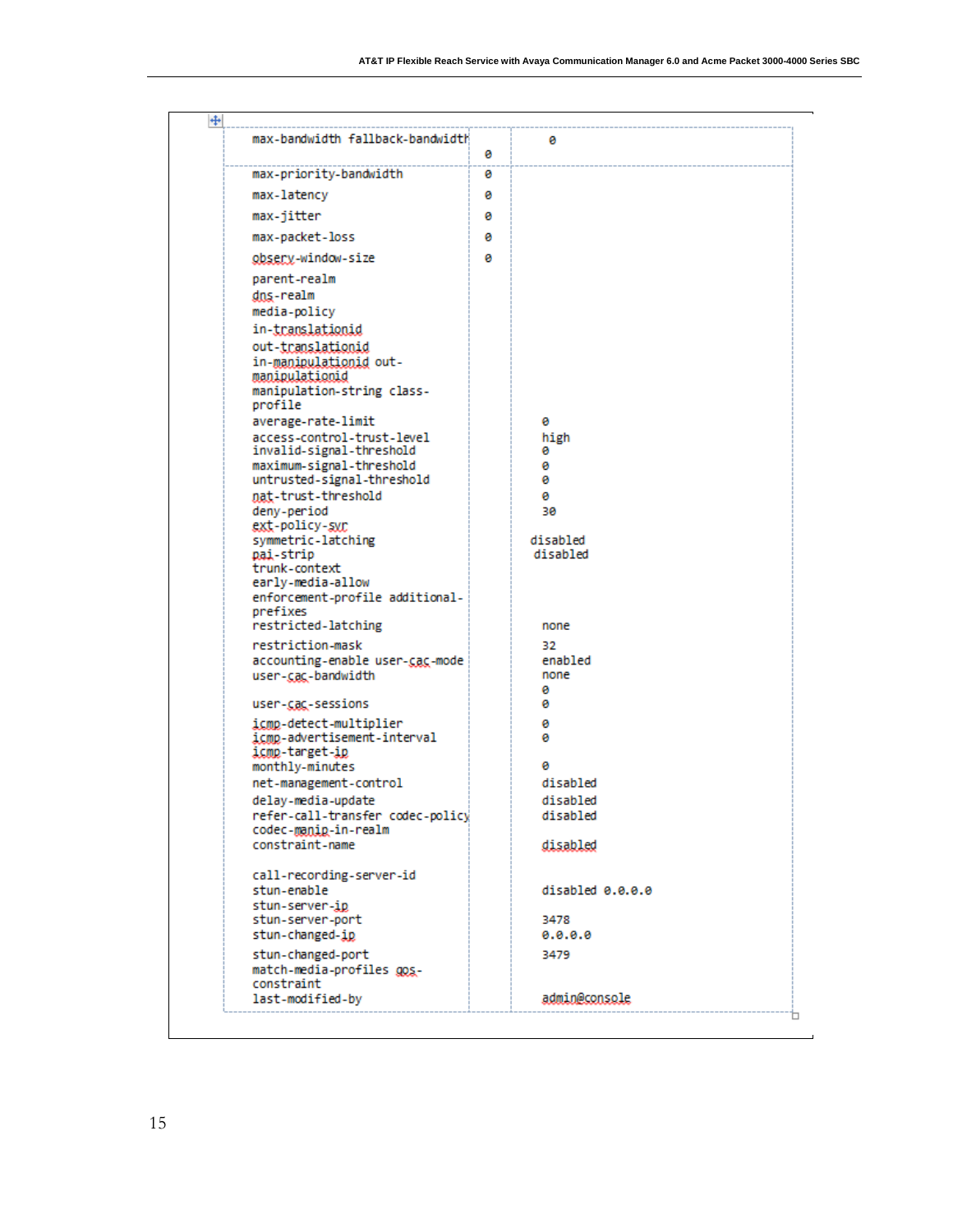| | | |
|---|---|---|
| max-bandwidth fallback-bandwidth | 0 | 0 |
| max-priority-bandwidth | 0 | |
| max-latency | 0 | |
| max-jitter | 0 | |
| max-packet-loss | 0 | |
| observ-window-size | 0 | |
| parent-realm<br>dns-realm<br>media-policy<br>in-translationid<br>out-translationid<br>in-manipulationid out-manipulationid<br>manipulation-string class-profile<br>average-rate-limit<br>access-control-trust-level<br>invalid-signal-threshold<br>maximum-signal-threshold<br>untrusted-signal-threshold<br>nat-trust-threshold<br>deny-period<br>ext-policy-svr<br>symmetric-latching<br>pai-strip<br>trunk-context<br>early-media-allow<br>enforcement-profile additional-prefixes<br>restricted-latching<br>restriction-mask<br>accounting-enable user-cac-mode<br>user-cac-bandwidth<br><br>user-cac-sessions<br>icmp-detect-multiplier<br>icmp-advertisement-interval<br>icmp-target-ip<br>monthly-minutes<br>net-management-control<br>delay-media-update<br>refer-call-transfer codec-policy<br>codec-manip-in-realm<br>constraint-name<br><br>call-recording-server-id<br>stun-enable<br>stun-server-ip<br>stun-server-port<br>stun-changed-ip<br>stun-changed-port<br>match-media-profiles qos-constraint<br>last-modified-by | | 0<br>high<br>0<br>0<br>0<br>0<br>30<br>disabled<br>disabled<br>none<br>32<br>enabled<br>none<br>0<br>0<br>0<br>0<br>0<br>disabled<br>disabled<br>disabled<br>disabled<br>disabled 0.0.0.0<br>3478<br>0.0.0.0<br>3479<br>admin@console |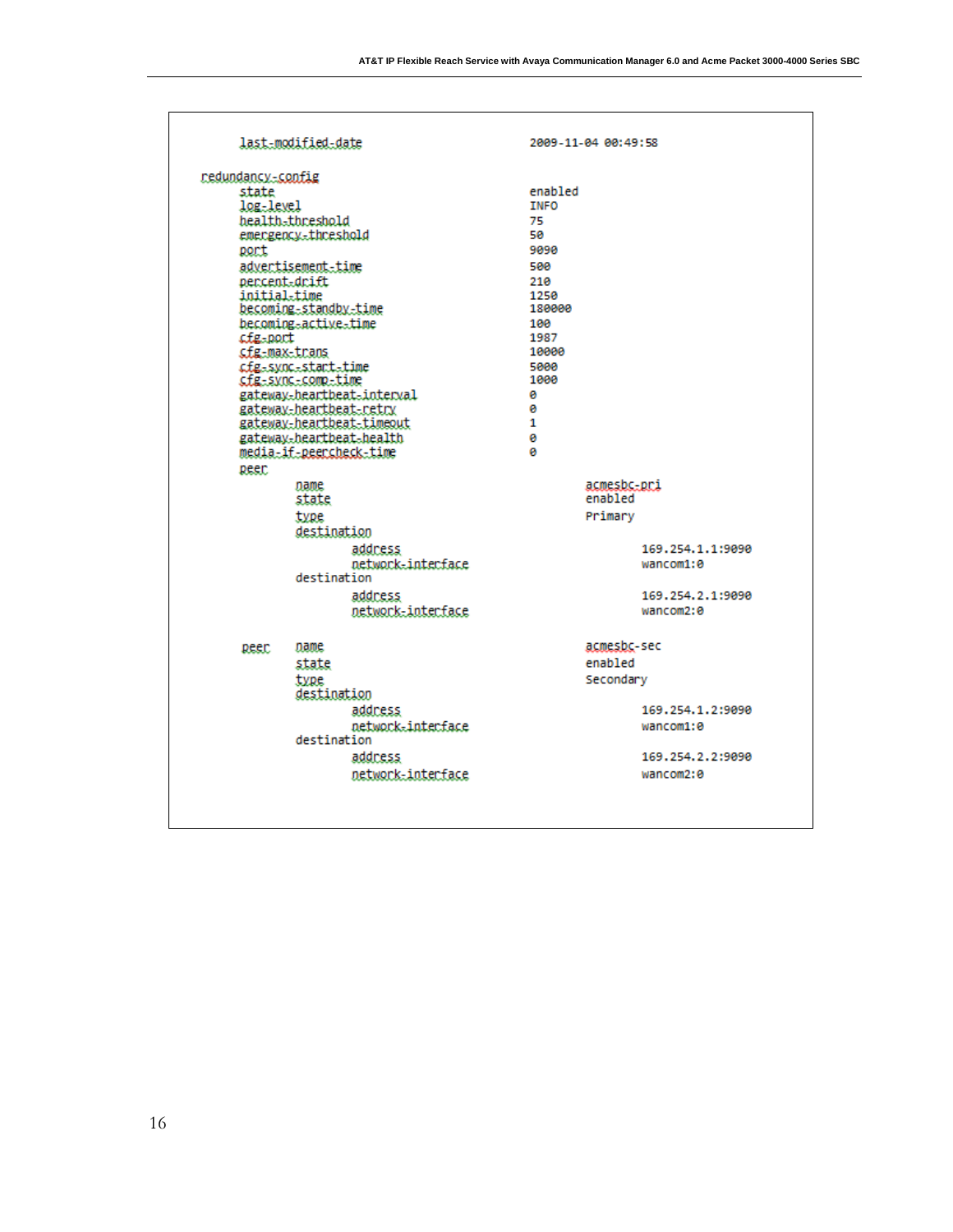```
    last-modified-date                      2009-11-04 00:49:58

redundancy-config
    state                                   enabled
    log-level                               INFO
    health-threshold                        75
    emergency-threshold                     50
    port                                    9090
    advertisement-time                      500
    percent-drift                           210
    initial-time                            1250
    becoming-standby-time                   180000
    becoming-active-time                    100
    cfg-port                                1987
    cfg-max-trans                           10000
    cfg-sync-start-time                     5000
    cfg-sync-comp-time                      1000
    gateway-heartbeat-interval              0
    gateway-heartbeat-retry                 0
    gateway-heartbeat-timeout               1
    gateway-heartbeat-health                0
    media-if-peercheck-time                 0
    peer
            name                                    acmesbc-pri
            state                                   enabled
            type                                    Primary
            destination
                    address                                 169.254.1.1:9090
                    network-interface                       wancom1:0
            destination
                    address                                 169.254.2.1:9090
                    network-interface                       wancom2:0

    peer    name                                    acmesbc-sec
            state                                   enabled
            type                                    Secondary
            destination
                    address                                 169.254.1.2:9090
                    network-interface                       wancom1:0
            destination
                    address                                 169.254.2.2:9090
                    network-interface                       wancom2:0
```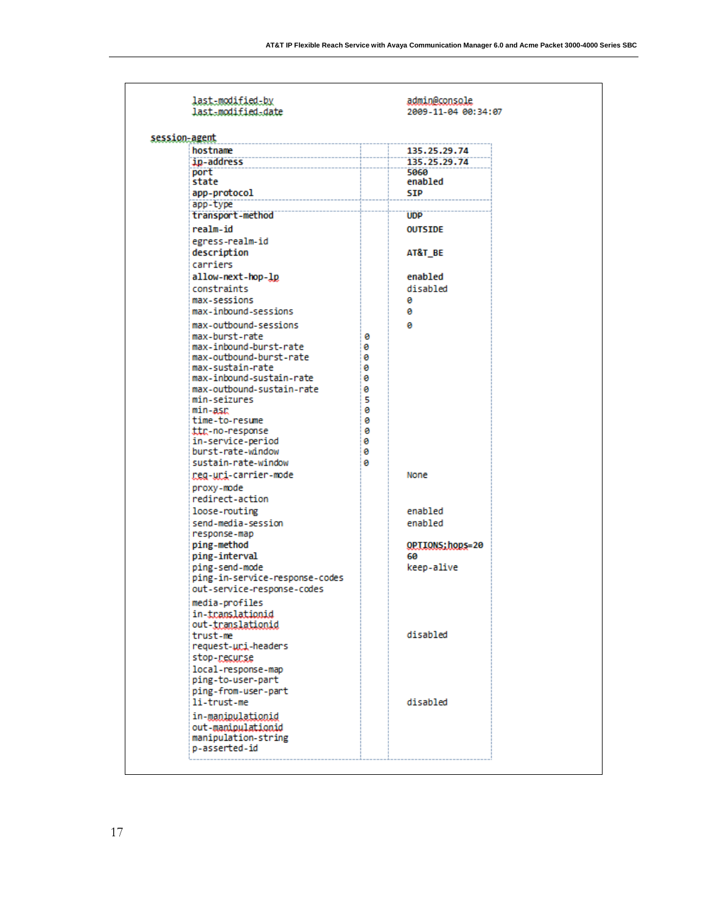```
    last-modified-by                          admin@console
    last-modified-date                        2009-11-04 00:34:07

session-agent
    hostname                                  135.25.29.74
    ip-address                                135.25.29.74
    port                                      5060
    state                                     enabled
    app-protocol                              SIP
    app-type
    transport-method                          UDP
    realm-id                                  OUTSIDE
    egress-realm-id
    description                               AT&T_BE
    carriers
    allow-next-hop-lp                         enabled
    constraints                               disabled
    max-sessions                              0
    max-inbound-sessions                      0
    max-outbound-sessions                     0
    max-burst-rate                       0
    max-inbound-burst-rate               0
    max-outbound-burst-rate              0
    max-sustain-rate                     0
    max-inbound-sustain-rate             0
    max-outbound-sustain-rate            0
    min-seizures                         5
    min-asr                              0
    time-to-resume                       0
    ttr-no-response                      0
    in-service-period                    0
    burst-rate-window                    0
    sustain-rate-window                  0
    req-uri-carrier-mode                      None
    proxy-mode
    redirect-action
    loose-routing                             enabled
    send-media-session                        enabled
    response-map
    ping-method                               OPTIONS;hops=20
    ping-interval                             60
    ping-send-mode                            keep-alive
    ping-in-service-response-codes
    out-service-response-codes
    media-profiles
    in-translationid
    out-translationid
    trust-me                                  disabled
    request-uri-headers
    stop-recurse
    local-response-map
    ping-to-user-part
    ping-from-user-part
    li-trust-me                               disabled
    in-manipulationid
    out-manipulationid
    manipulation-string
    p-asserted-id
```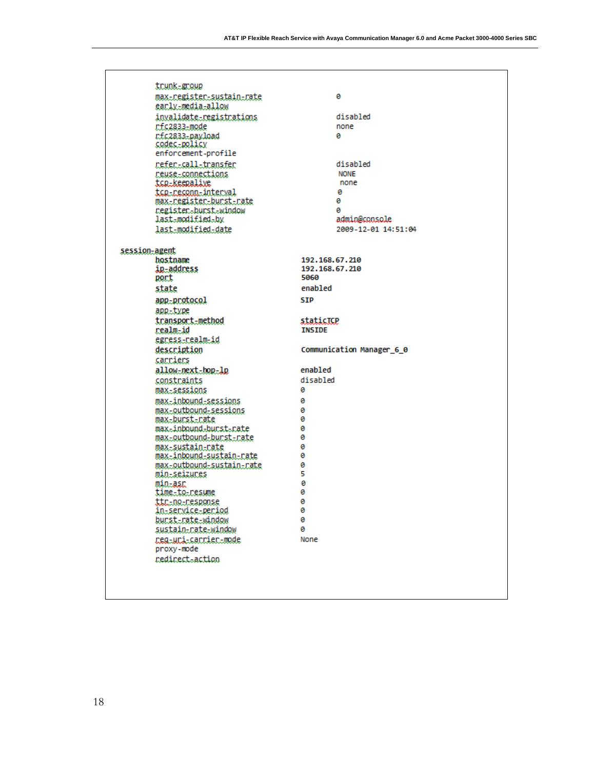```
        trunk-group
        max-register-sustain-rate           0
        early-media-allow
        invalidate-registrations            disabled
        rfc2833-mode                        none
        rfc2833-payload                     0
        codec-policy
        enforcement-profile
        refer-call-transfer                 disabled
        reuse-connections                   NONE
        tcp-keepalive                       none
        tcp-reconn-interval                 0
        max-register-burst-rate             0
        register-burst-window               0
        last-modified-by                    admin@console
        last-modified-date                  2009-12-01 14:51:04

session-agent
        hostname                        192.168.67.210
        ip-address                      192.168.67.210
        port                            5060
        state                           enabled
        app-protocol                    SIP
        app-type
        transport-method                staticTCP
        realm-id                        INSIDE
        egress-realm-id
        description                     Communication Manager_6_0
        carriers
        allow-next-hop-lp               enabled
        constraints                     disabled
        max-sessions                    0
        max-inbound-sessions            0
        max-outbound-sessions           0
        max-burst-rate                  0
        max-inbound-burst-rate          0
        max-outbound-burst-rate         0
        max-sustain-rate                0
        max-inbound-sustain-rate        0
        max-outbound-sustain-rate       0
        min-seizures                    5
        min-asr                         0
        time-to-resume                  0
        ttr-no-response                 0
        in-service-period               0
        burst-rate-window               0
        sustain-rate-window             0
        req-uri-carrier-mode            None
        proxy-mode
        redirect-action
```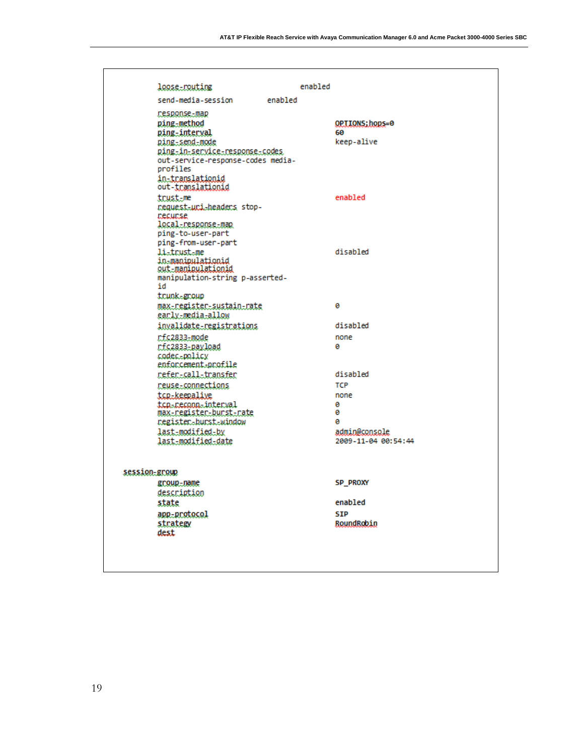```
        loose-routing                       enabled
        send-media-session          enabled
        response-map
        ping-method                                   OPTIONS;hops=0
        ping-interval                                 60
        ping-send-mode                                keep-alive
        ping-in-service-response-codes
        out-service-response-codes media-
        profiles
        in-translationid
        out-translationid
        trust-me                                      enabled
        request-uri-headers stop-
        recurse
        local-response-map
        ping-to-user-part
        ping-from-user-part
        li-trust-me                                   disabled
        in-manipulationid
        out-manipulationid
        manipulation-string p-asserted-
        id
        trunk-group
        max-register-sustain-rate                     0
        early-media-allow
        invalidate-registrations                      disabled
        rfc2833-mode                                  none
        rfc2833-payload                               0
        codec-policy
        enforcement-profile
        refer-call-transfer                           disabled
        reuse-connections                             TCP
        tcp-keepalive                                 none
        tcp-reconn-interval                           0
        max-register-burst-rate                       0
        register-burst-window                         0
        last-modified-by                              admin@console
        last-modified-date                            2009-11-04 00:54:44


session-group
        group-name                                    SP_PROXY
        description
        state                                         enabled
        app-protocol                                  SIP
        strategy                                      RoundRobin
        dest
```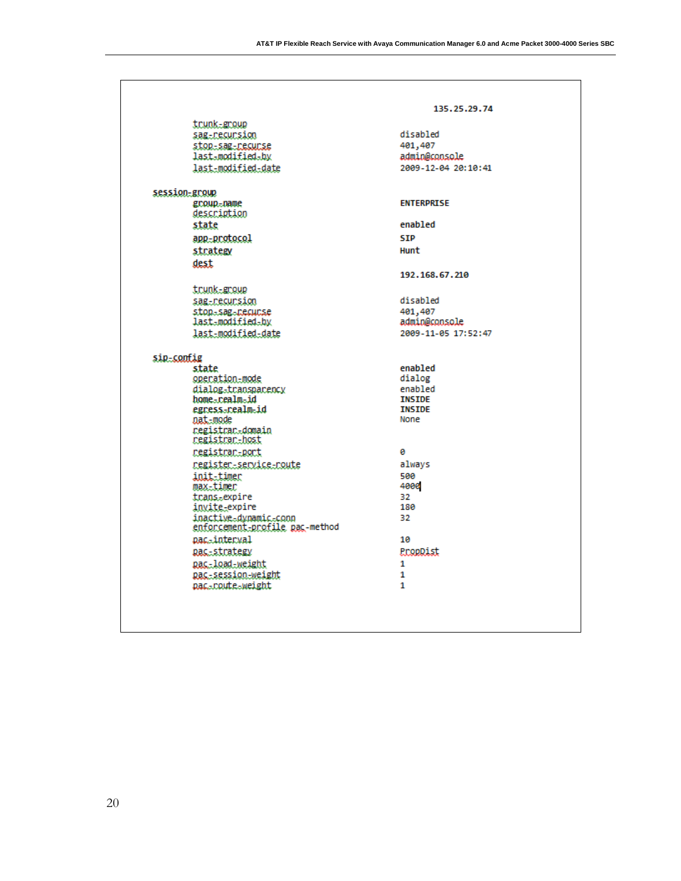```
                                            135.25.29.74
        trunk-group
        sag-recursion                       disabled
        stop-sag-recurse                    401,407
        last-modified-by                    admin@console
        last-modified-date                  2009-12-04 20:10:41

session-group
        group-name                          ENTERPRISE
        description
        state                               enabled
        app-protocol                        SIP
        strategy                            Hunt
        dest
                                            192.168.67.210
        trunk-group
        sag-recursion                       disabled
        stop-sag-recurse                    401,407
        last-modified-by                    admin@console
        last-modified-date                  2009-11-05 17:52:47

sip-config
        state                               enabled
        operation-mode                      dialog
        dialog-transparency                 enabled
        home-realm-id                       INSIDE
        egress-realm-id                     INSIDE
        nat-mode                            None
        registrar-domain
        registrar-host
        registrar-port                      0
        register-service-route              always
        init-timer                          500
        max-timer                           4000
        trans-expire                        32
        invite-expire                       180
        inactive-dynamic-conn               32
        enforcement-profile pac-method
        pac-interval                        10
        pac-strategy                        PropDist
        pac-load-weight                     1
        pac-session-weight                  1
        pac-route-weight                    1
```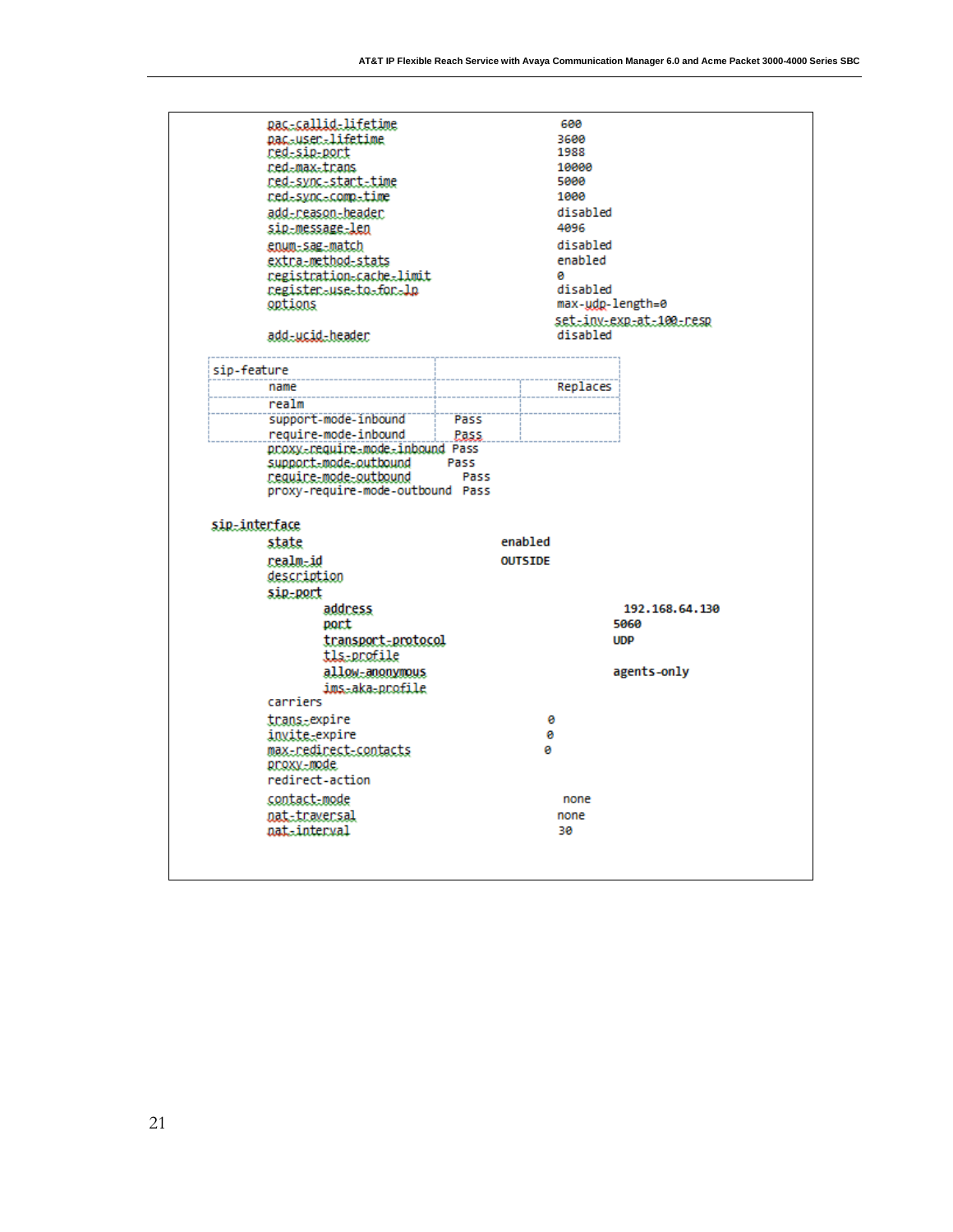```
        pac-callid-lifetime                        600
        pac-user-lifetime                          3600
        red-sip-port                               1988
        red-max-trans                              10000
        red-sync-start-time                        5000
        red-sync-comp-time                         1000
        add-reason-header                          disabled
        sip-message-len                            4096
        enum-sag-match                             disabled
        extra-method-stats                         enabled
        registration-cache-limit                   0
        register-use-to-for-lp                     disabled
        options                                    max-udp-length=0
                                                   set-inv-exp-at-100-resp
        add-ucid-header                            disabled

sip-feature
        name                                       Replaces
        realm
        support-mode-inbound          Pass
        require-mode-inbound          Pass
        proxy-require-mode-inbound    Pass
        support-mode-outbound         Pass
        require-mode-outbound         Pass
        proxy-require-mode-outbound   Pass

sip-interface
        state                                  enabled
        realm-id                               OUTSIDE
        description
        sip-port
                address                                    192.168.64.130
                port                                       5060
                transport-protocol                         UDP
                tls-profile
                allow-anonymous                            agents-only
                ims-aka-profile
        carriers
        trans-expire                               0
        invite-expire                              0
        max-redirect-contacts                      0
        proxy-mode
        redirect-action
        contact-mode                               none
        nat-traversal                              none
        nat-interval                               30
```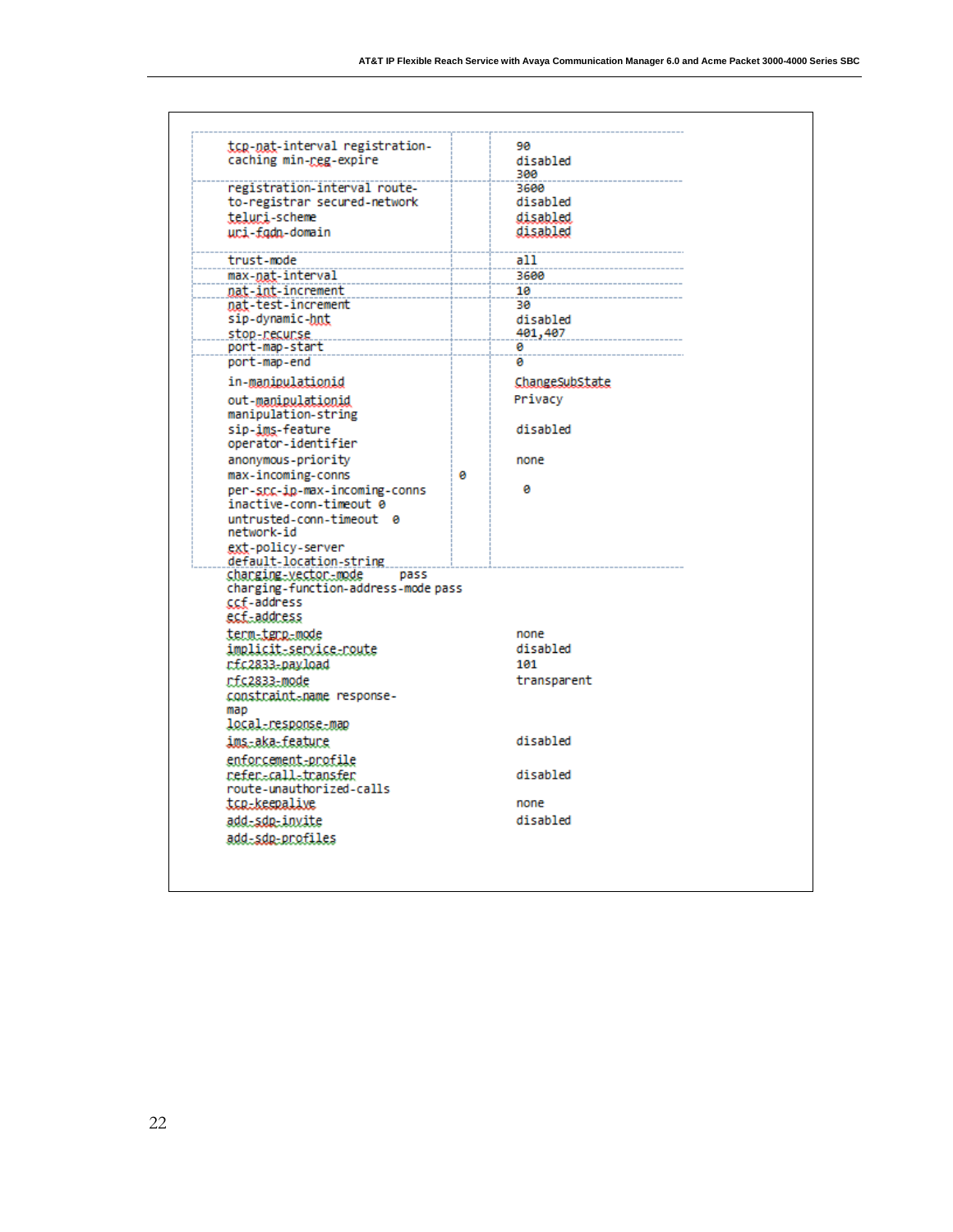```
tcp-nat-interval registration-              90
caching min-reg-expire                      disabled
                                            300
registration-interval route-                3600
to-registrar secured-network                disabled
teluri-scheme                               disabled
uri-fqdn-domain                             disabled

trust-mode                                  all
max-nat-interval                            3600
nat-int-increment                           10
nat-test-increment                          30
sip-dynamic-hnt                             disabled
stop-recurse                                401,407
port-map-start                              0
port-map-end                                0
in-manipulationid                           ChangeSubState
out-manipulationid                          Privacy
manipulation-string
sip-ims-feature                             disabled
operator-identifier
anonymous-priority                          none
max-incoming-conns                  0
per-src-ip-max-incoming-conns                0
inactive-conn-timeout 0
untrusted-conn-timeout  0
network-id
ext-policy-server
default-location-string
charging-vector-mode        pass
charging-function-address-mode pass
ccf-address
ecf-address
term-tgrp-mode                              none
implicit-service-route                      disabled
rfc2833-payload                             101
rfc2833-mode                                transparent
constraint-name response-
map
local-response-map
ims-aka-feature                             disabled
enforcement-profile
refer-call-transfer                         disabled
route-unauthorized-calls
tcp-keepalive                               none
add-sdp-invite                              disabled
add-sdp-profiles
```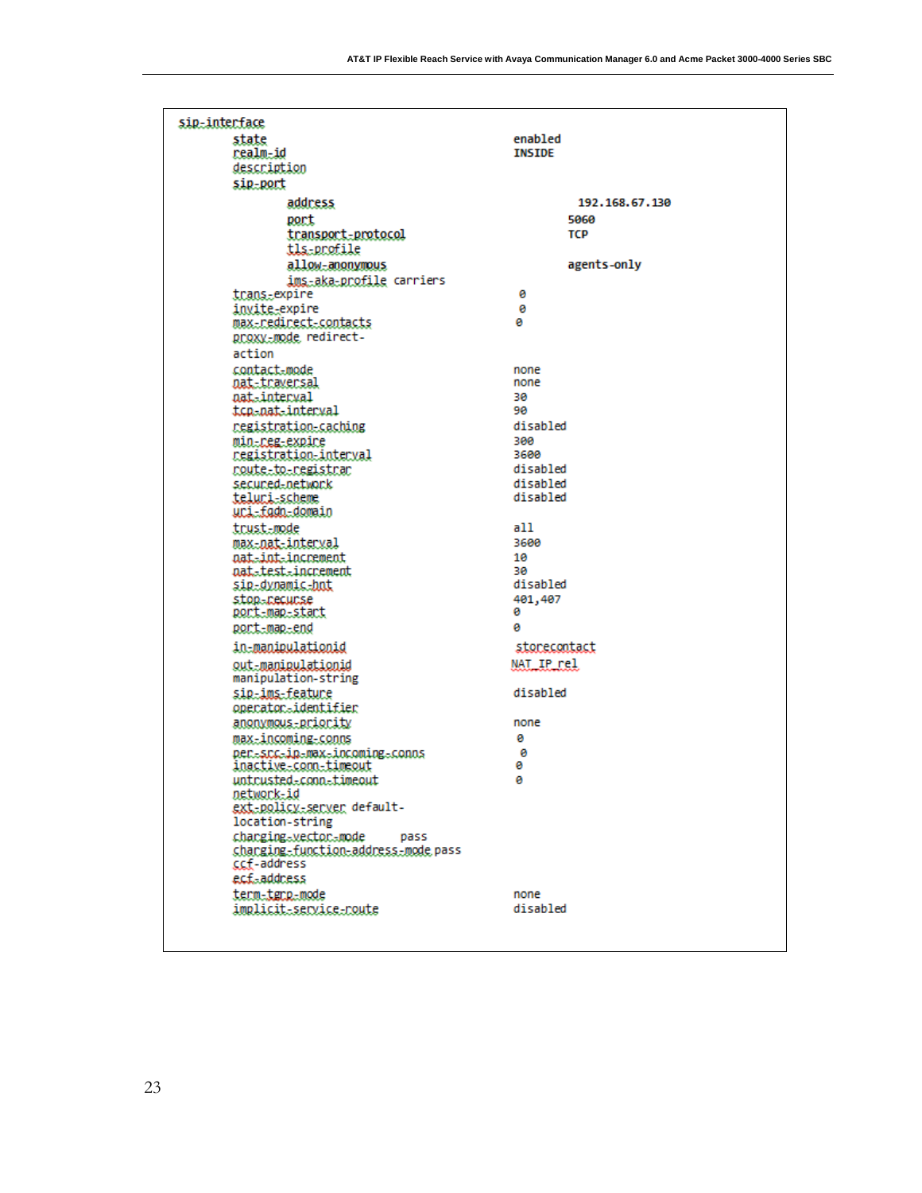```
sip-interface
        state                               enabled
        realm-id                            INSIDE
        description
        sip-port
                address                             192.168.67.130
                port                                5060
                transport-protocol                  TCP
                tls-profile
                allow-anonymous                     agents-only
                ims-aka-profile carriers
        trans-expire                        0
        invite-expire                       0
        max-redirect-contacts               0
        proxy-mode redirect-
        action
        contact-mode                        none
        nat-traversal                       none
        nat-interval                        30
        tcp-nat-interval                    90
        registration-caching                disabled
        min-reg-expire                      300
        registration-interval               3600
        route-to-registrar                  disabled
        secured-network                     disabled
        teluri-scheme                       disabled
        uri-fqdn-domain
        trust-mode                          all
        max-nat-interval                    3600
        nat-int-increment                   10
        nat-test-increment                  30
        sip-dynamic-hnt                     disabled
        stop-recurse                        401,407
        port-map-start                      0
        port-map-end                        0
        in-manipulationid                   storecontact
        out-manipulationid                  NAT_IP_rel
        manipulation-string
        sip-ims-feature                     disabled
        operator-identifier
        anonymous-priority                  none
        max-incoming-conns                  0
        per-src-ip-max-incoming-conns       0
        inactive-conn-timeout               0
        untrusted-conn-timeout              0
        network-id
        ext-policy-server default-
        location-string
        charging-vector-mode        pass
        charging-function-address-mode pass
        ccf-address
        ecf-address
        term-tgrp-mode                      none
        implicit-service-route              disabled
```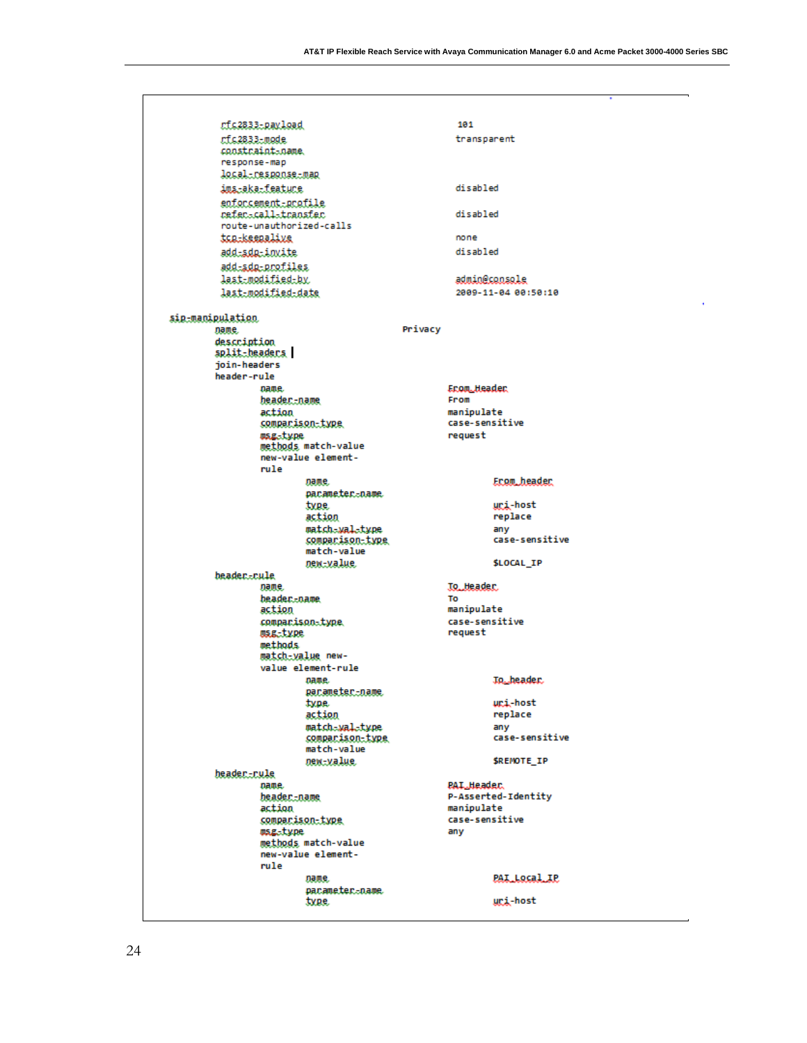```
        rfc2833-payload                          101
        rfc2833-mode                             transparent
        constraint-name
        response-map
        local-response-map
        ims-aka-feature                          disabled
        enforcement-profile
        refer-call-transfer                      disabled
        route-unauthorized-calls
        tcp-keepalive                            none
        add-sdp-invite                           disabled
        add-sdp-profiles
        last-modified-by                         admin@console
        last-modified-date                       2009-11-04 00:50:10

sip-manipulation
        name                                Privacy
        description
        split-headers
        join-headers
        header-rule
                name                                 From_Header
                header-name                          From
                action                               manipulate
                comparison-type                      case-sensitive
                msg-type                             request
                methods match-value
                new-value element-
                rule
                        name                                 From_header
                        parameter-name
                        type                                 uri-host
                        action                               replace
                        match-val-type                       any
                        comparison-type                      case-sensitive
                        match-value
                        new-value                            $LOCAL_IP
        header-rule
                name                                 To_Header
                header-name                          To
                action                               manipulate
                comparison-type                      case-sensitive
                msg-type                             request
                methods
                match-value new-
                value element-rule
                        name                                 To_header
                        parameter-name
                        type                                 uri-host
                        action                               replace
                        match-val-type                       any
                        comparison-type                      case-sensitive
                        match-value
                        new-value                            $REMOTE_IP
        header-rule
                name                                 PAI_Header
                header-name                          P-Asserted-Identity
                action                               manipulate
                comparison-type                      case-sensitive
                msg-type                             any
                methods match-value
                new-value element-
                rule
                        name                                 PAI_Local_IP
                        parameter-name
                        type                                 uri-host
```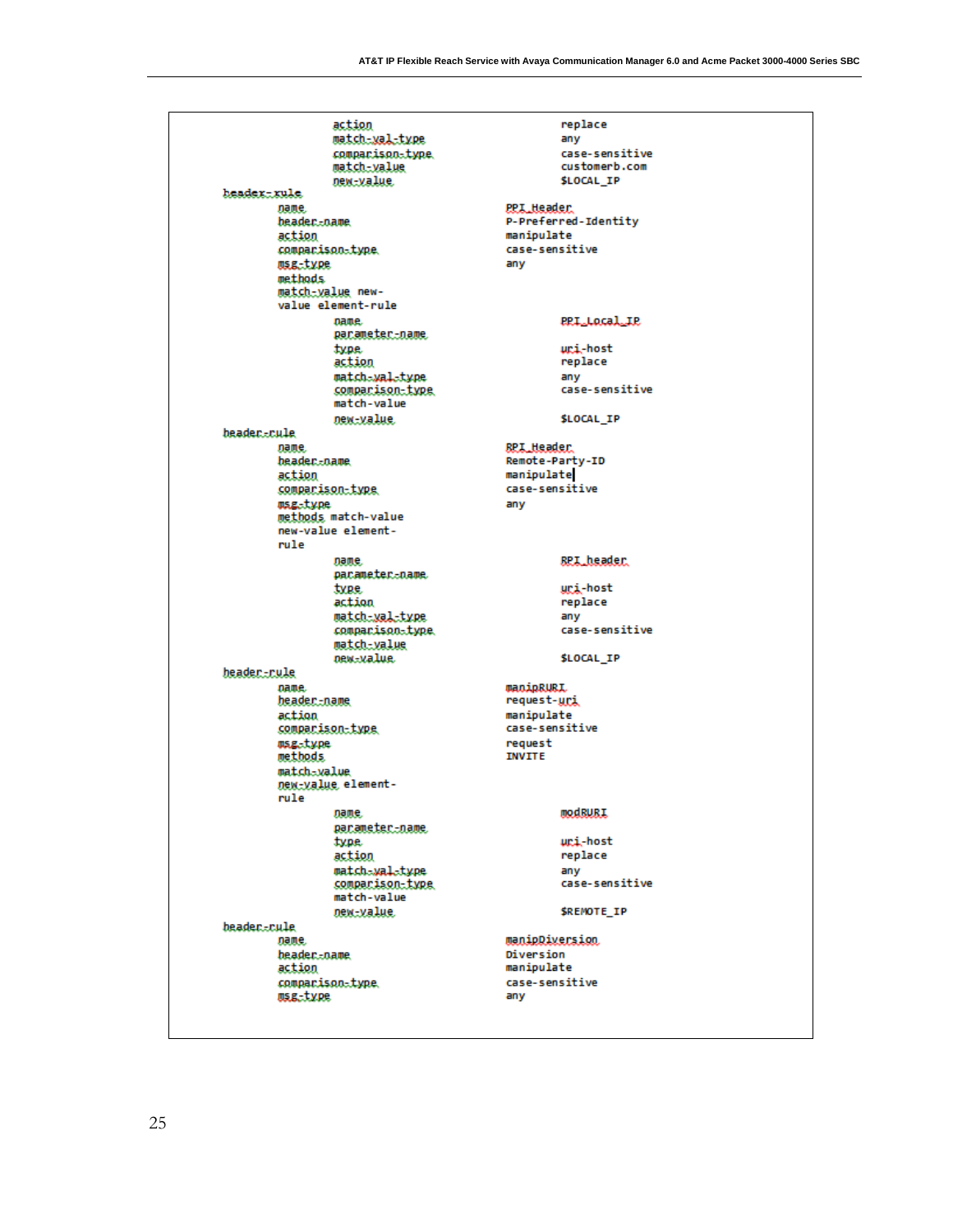```
                    action                              replace
                    match-val-type                      any
                    comparison-type                     case-sensitive
                    match-value                         customerb.com
                    new-value                           $LOCAL_IP
        header-rule
                name                            PPI_Header
                header-name                     P-Preferred-Identity
                action                          manipulate
                comparison-type                 case-sensitive
                msg-type                        any
                methods
                match-value new-
                value element-rule
                        name                            PPI_Local_IP
                        parameter-name
                        type                            uri-host
                        action                          replace
                        match-val-type                  any
                        comparison-type                 case-sensitive
                        match-value
                        new-value                       $LOCAL_IP
        header-rule
                name                            RPI_Header
                header-name                     Remote-Party-ID
                action                          manipulate
                comparison-type                 case-sensitive
                msg-type                        any
                methods match-value
                new-value element-
                rule
                        name                            RPI_header
                        parameter-name
                        type                            uri-host
                        action                          replace
                        match-val-type                  any
                        comparison-type                 case-sensitive
                        match-value
                        new-value                       $LOCAL_IP
        header-rule
                name                            manipRURI
                header-name                     request-uri
                action                          manipulate
                comparison-type                 case-sensitive
                msg-type                        request
                methods                         INVITE
                match-value
                new-value element-
                rule
                        name                            modRURI
                        parameter-name
                        type                            uri-host
                        action                          replace
                        match-val-type                  any
                        comparison-type                 case-sensitive
                        match-value
                        new-value                       $REMOTE_IP
        header-rule
                name                            manipDiversion
                header-name                     Diversion
                action                          manipulate
                comparison-type                 case-sensitive
                msg-type                        any
```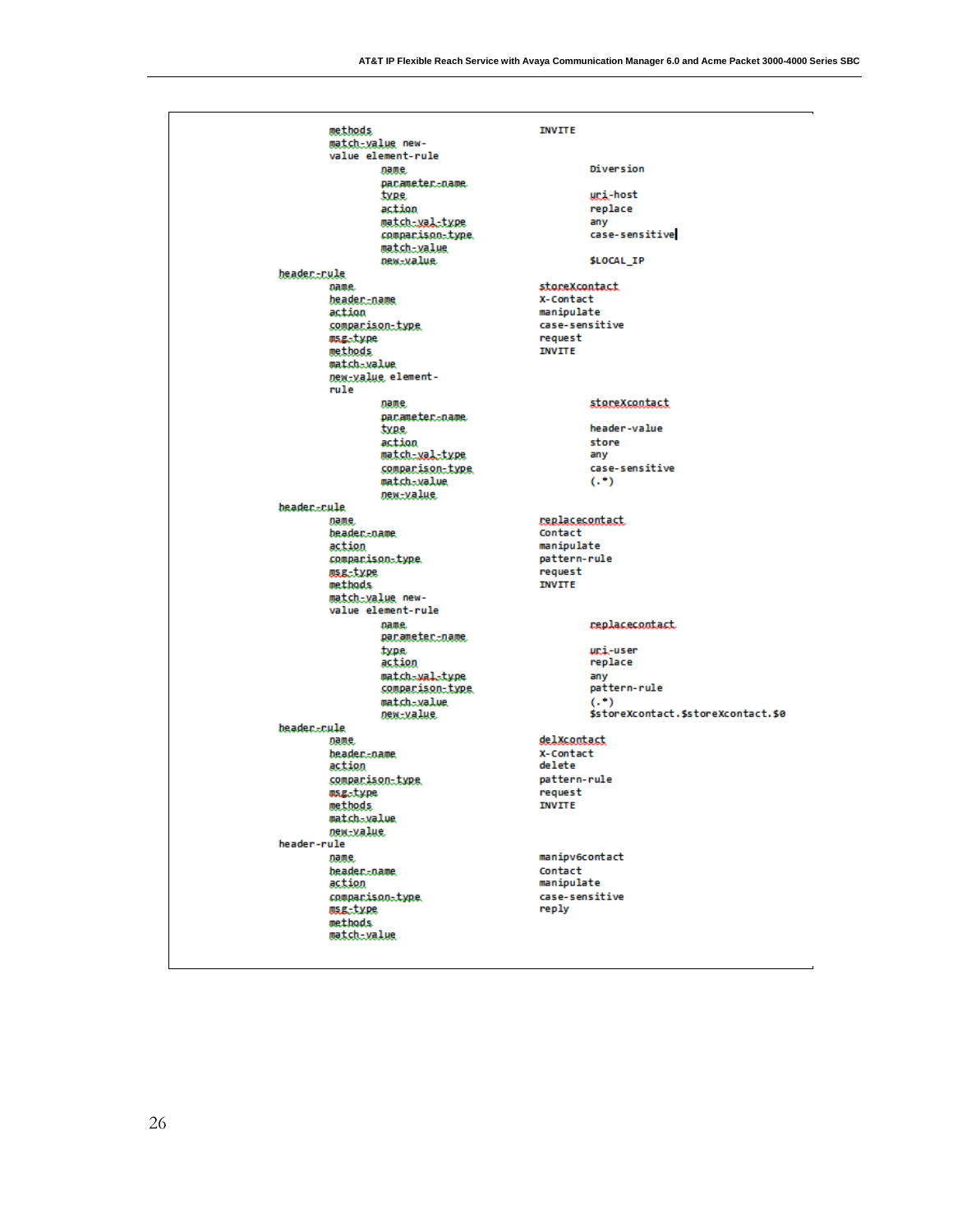```
            methods                             INVITE
            match-value new-
            value element-rule
                    name                                Diversion
                    parameter-name
                    type                                uri-host
                    action                              replace
                    match-val-type                      any
                    comparison-type                     case-sensitive
                    match-value
                    new-value                           $LOCAL_IP
    header-rule
            name                                storeXcontact
            header-name                         X-Contact
            action                              manipulate
            comparison-type                     case-sensitive
            msg-type                            request
            methods                             INVITE
            match-value
            new-value element-
            rule
                    name                                storeXcontact
                    parameter-name
                    type                                header-value
                    action                              store
                    match-val-type                      any
                    comparison-type                     case-sensitive
                    match-value                         (.*)
                    new-value
    header-rule
            name                                replacecontact
            header-name                         Contact
            action                              manipulate
            comparison-type                     pattern-rule
            msg-type                            request
            methods                             INVITE
            match-value new-
            value element-rule
                    name                                replacecontact
                    parameter-name
                    type                                uri-user
                    action                              replace
                    match-val-type                      any
                    comparison-type                     pattern-rule
                    match-value                         (.*)
                    new-value                           $storeXcontact.$storeXcontact.$0
    header-rule
            name                                delXcontact
            header-name                         X-Contact
            action                              delete
            comparison-type                     pattern-rule
            msg-type                            request
            methods                             INVITE
            match-value
            new-value
    header-rule
            name                                manipv6contact
            header-name                         Contact
            action                              manipulate
            comparison-type                     case-sensitive
            msg-type                            reply
            methods
            match-value
```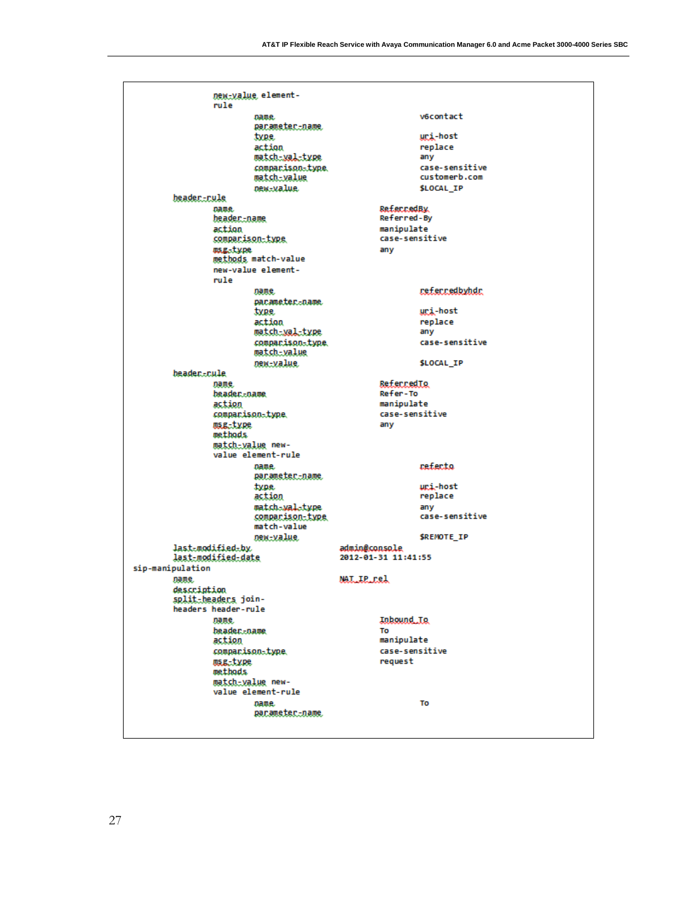```
            new-value element-
            rule
                    name                                v6contact
                    parameter-name
                    type                                uri-host
                    action                              replace
                    match-val-type                      any
                    comparison-type                     case-sensitive
                    match-value                         customerb.com
                    new-value                           $LOCAL_IP
        header-rule
            name                                ReferredBy
            header-name                         Referred-By
            action                              manipulate
            comparison-type                     case-sensitive
            msg-type                            any
            methods match-value
            new-value element-
            rule
                    name                                referredbyhdr
                    parameter-name
                    type                                uri-host
                    action                              replace
                    match-val-type                      any
                    comparison-type                     case-sensitive
                    match-value
                    new-value                           $LOCAL_IP
        header-rule
            name                                ReferredTo
            header-name                         Refer-To
            action                              manipulate
            comparison-type                     case-sensitive
            msg-type                            any
            methods
            match-value new-
            value element-rule
                    name                                referto
                    parameter-name
                    type                                uri-host
                    action                              replace
                    match-val-type                      any
                    comparison-type                     case-sensitive
                    match-value
                    new-value                           $REMOTE_IP
        last-modified-by                    admin@console
        last-modified-date                  2012-01-31 11:41:55
sip-manipulation
        name                                NAT_IP_rel
        description
        split-headers join-
        headers header-rule
            name                                Inbound_To
            header-name                         To
            action                              manipulate
            comparison-type                     case-sensitive
            msg-type                            request
            methods
            match-value new-
            value element-rule
                    name                                To
                    parameter-name
```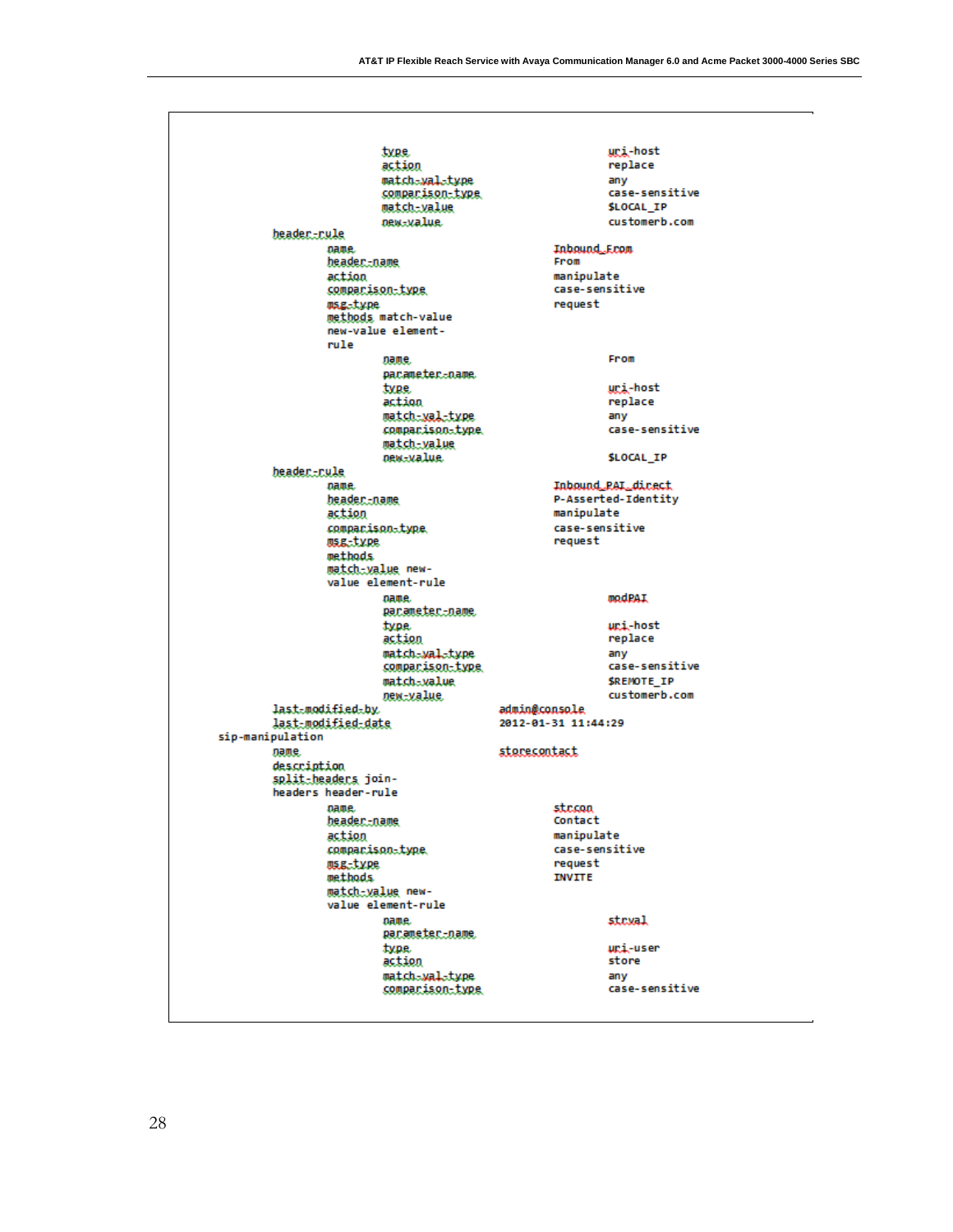```
                        type                                    uri-host
                        action                                  replace
                        match-val-type                          any
                        comparison-type                         case-sensitive
                        match-value                             $LOCAL_IP
                        new-value                               customerb.com
        header-rule
                name                                    Inbound_From
                header-name                             From
                action                                  manipulate
                comparison-type                         case-sensitive
                msg-type                                request
                methods match-value
                new-value element-
                rule
                        name                                    From
                        parameter-name
                        type                                    uri-host
                        action                                  replace
                        match-val-type                          any
                        comparison-type                         case-sensitive
                        match-value
                        new-value                               $LOCAL_IP
        header-rule
                name                                    Inbound_PAI_direct
                header-name                             P-Asserted-Identity
                action                                  manipulate
                comparison-type                         case-sensitive
                msg-type                                request
                methods
                match-value new-
                value element-rule
                        name                                    modPAI
                        parameter-name
                        type                                    uri-host
                        action                                  replace
                        match-val-type                          any
                        comparison-type                         case-sensitive
                        match-value                             $REMOTE_IP
                        new-value                               customerb.com
        last-modified-by                        admin@console
        last-modified-date                      2012-01-31 11:44:29
sip-manipulation
        name                                    storecontact
        description
        split-headers join-
        headers header-rule
                name                                    strcon
                header-name                             Contact
                action                                  manipulate
                comparison-type                         case-sensitive
                msg-type                                request
                methods                                 INVITE
                match-value new-
                value element-rule
                        name                                    strval
                        parameter-name
                        type                                    uri-user
                        action                                  store
                        match-val-type                          any
                        comparison-type                         case-sensitive
```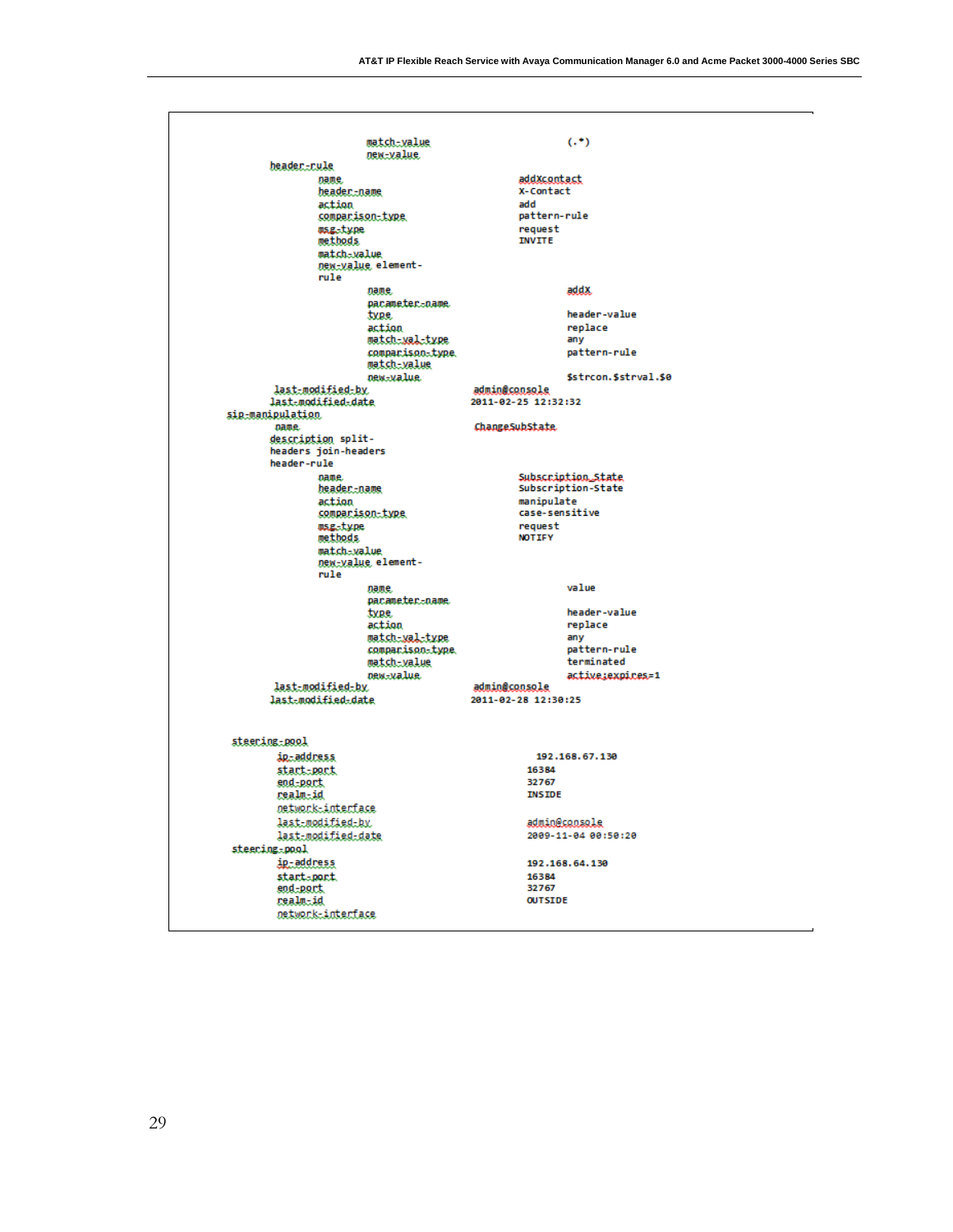```
                    match-value                     (.*)
                    new-value
        header-rule
                name                        addXcontact
                header-name                 X-Contact
                action                      add
                comparison-type             pattern-rule
                msg-type                    request
                methods                     INVITE
                match-value
                new-value element-
                rule
                    name                            addX
                    parameter-name
                    type                            header-value
                    action                          replace
                    match-val-type                  any
                    comparison-type                 pattern-rule
                    match-value
                    new-value                       $strcon.$strval.$0
         last-modified-by               admin@console
        last-modified-date              2011-02-25 12:32:32
sip-manipulation
         name                           ChangeSubState
        description split-
        headers join-headers
        header-rule
                name                        Subscription_State
                header-name                 Subscription-State
                action                      manipulate
                comparison-type             case-sensitive
                msg-type                    request
                methods                     NOTIFY
                match-value
                new-value element-
                rule
                    name                            value
                    parameter-name
                    type                            header-value
                    action                          replace
                    match-val-type                  any
                    comparison-type                 pattern-rule
                    match-value                     terminated
                    new-value                       active;expires=1
         last-modified-by               admin@console
        last-modified-date              2011-02-28 12:30:25


 steering-pool
         ip-address                          192.168.67.130
         start-port                        16384
         end-port                          32767
         realm-id                          INSIDE
         network-interface
         last-modified-by                  admin@console
         last-modified-date                2009-11-04 00:50:20
 steering-pool
         ip-address                        192.168.64.130
         start-port                        16384
         end-port                          32767
         realm-id                          OUTSIDE
         network-interface
```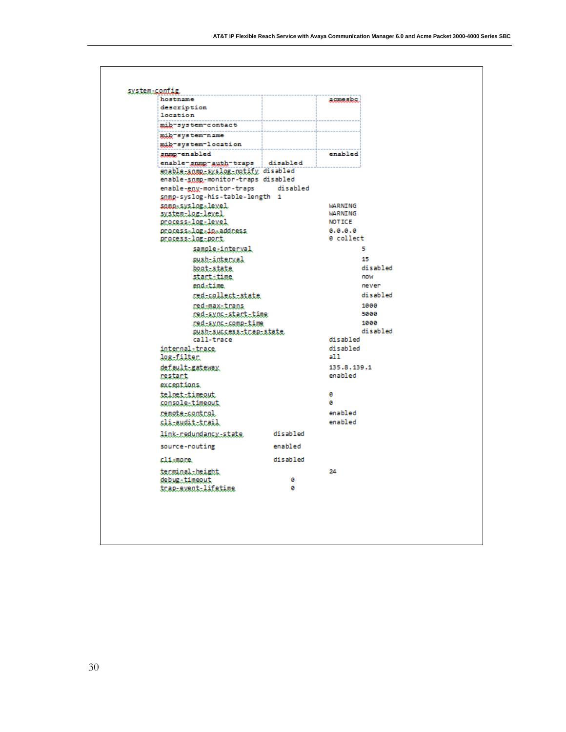```
system-config
        hostname                                    acmesbc
        description
        location
        mib-system-contact
        mib-system-name
        mib-system-location
        snmp-enabled                                enabled
        enable-snmp-auth-traps         disabled
        enable-snmp-syslog-notify disabled
        enable-snmp-monitor-traps disabled
        enable-env-monitor-traps       disabled
        snmp-syslog-his-table-length  1
        snmp-syslog-level                           WARNING
        system-log-level                            WARNING
        process-log-level                           NOTICE
        process-log-ip-address                      0.0.0.0
        process-log-port                            0 collect
                sample-interval                             5
                push-interval                               15
                boot-state                                  disabled
                start-time                                  now
                end-time                                    never
                red-collect-state                           disabled
                red-max-trans                               1000
                red-sync-start-time                         5000
                red-sync-comp-time                          1000
                push-success-trap-state                     disabled
                call-trace                          disabled
        internal-trace                              disabled
        log-filter                                  all
        default-gateway                             135.8.139.1
        restart                                     enabled
        exceptions
        telnet-timeout                              0
        console-timeout                             0
        remote-control                              enabled
        cli-audit-trail                             enabled
        link-redundancy-state          disabled
        source-routing                 enabled
        cli-more                       disabled
        terminal-height                             24
        debug-timeout                     0
        trap-event-lifetime               0
```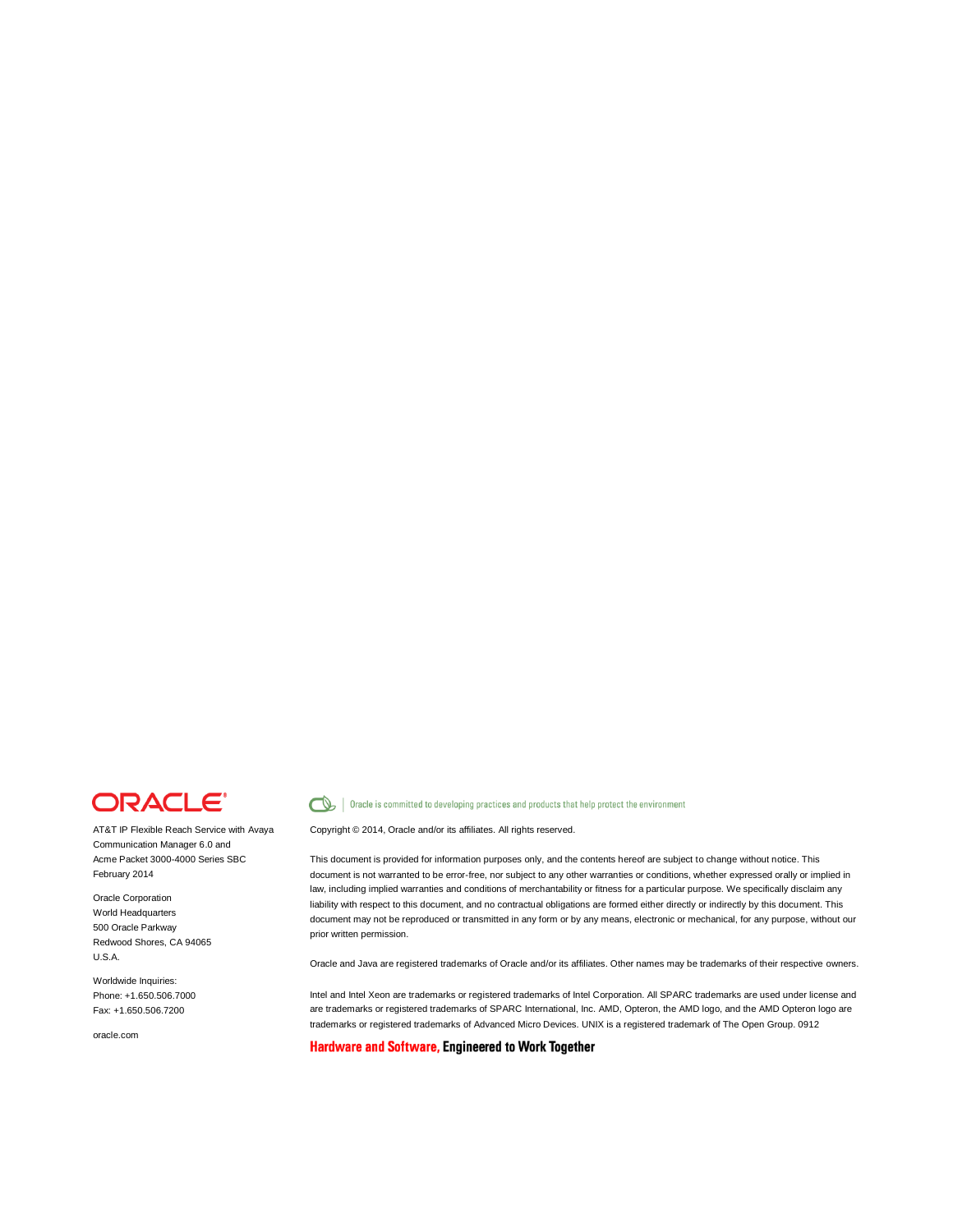ORACLE

AT&T IP Flexible Reach Service with Avaya Communication Manager 6.0 and Acme Packet 3000-4000 Series SBC
February 2014

Oracle Corporation
World Headquarters
500 Oracle Parkway
Redwood Shores, CA 94065
U.S.A.

Worldwide Inquiries:
Phone: +1.650.506.7000
Fax: +1.650.506.7200

oracle.com

Oracle is committed to developing practices and products that help protect the environment

Copyright © 2014, Oracle and/or its affiliates. All rights reserved.

This document is provided for information purposes only, and the contents hereof are subject to change without notice. This document is not warranted to be error-free, nor subject to any other warranties or conditions, whether expressed orally or implied in law, including implied warranties and conditions of merchantability or fitness for a particular purpose. We specifically disclaim any liability with respect to this document, and no contractual obligations are formed either directly or indirectly by this document. This document may not be reproduced or transmitted in any form or by any means, electronic or mechanical, for any purpose, without our prior written permission.

Oracle and Java are registered trademarks of Oracle and/or its affiliates. Other names may be trademarks of their respective owners.

Intel and Intel Xeon are trademarks or registered trademarks of Intel Corporation. All SPARC trademarks are used under license and are trademarks or registered trademarks of SPARC International, Inc. AMD, Opteron, the AMD logo, and the AMD Opteron logo are trademarks or registered trademarks of Advanced Micro Devices. UNIX is a registered trademark of The Open Group. 0912

**Hardware and Software, Engineered to Work Together**